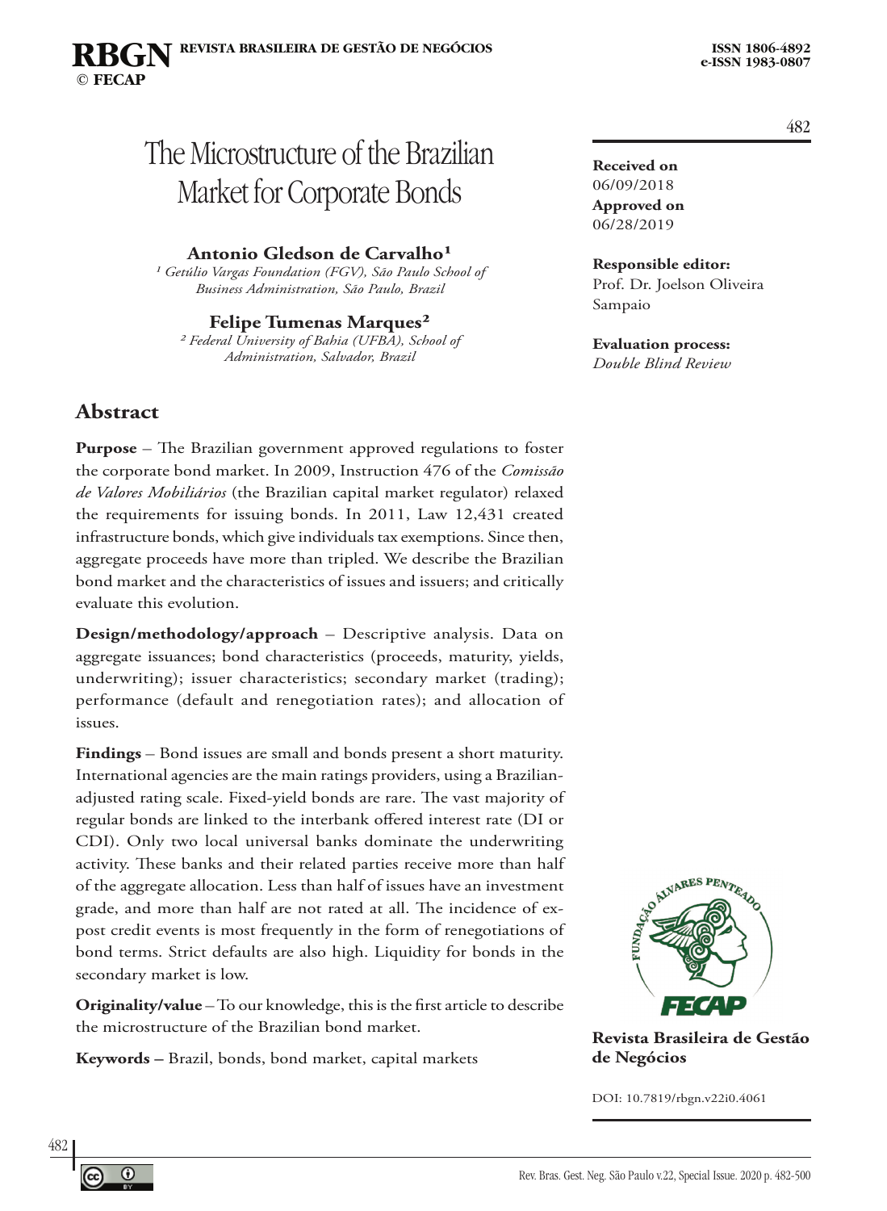# The Microstructure of the Brazilian Market for Corporate Bonds

**Antonio Gledson de Carvalho**[1]

[1] *Getúlio Vargas Foundation (FGV), São Paulo School of Business Administration, São Paulo, Brazil*

**Felipe Tumenas Marques**[2]

[2] *Federal University of Bahia (UFBA), School of Administration, Salvador, Brazil*

**Received on**
06/09/2018
**Approved on**
06/28/2019

**Responsible editor:**
Prof. Dr. Joelson Oliveira Sampaio

**Evaluation process:**
*Double Blind Review*

## Abstract

**Purpose** – The Brazilian government approved regulations to foster the corporate bond market. In 2009, Instruction 476 of the *Comissão de Valores Mobiliários* (the Brazilian capital market regulator) relaxed the requirements for issuing bonds. In 2011, Law 12,431 created infrastructure bonds, which give individuals tax exemptions. Since then, aggregate proceeds have more than tripled. We describe the Brazilian bond market and the characteristics of issues and issuers; and critically evaluate this evolution.

**Design/methodology/approach** – Descriptive analysis. Data on aggregate issuances; bond characteristics (proceeds, maturity, yields, underwriting); issuer characteristics; secondary market (trading); performance (default and renegotiation rates); and allocation of issues.

**Findings** – Bond issues are small and bonds present a short maturity. International agencies are the main ratings providers, using a Brazilian-adjusted rating scale. Fixed-yield bonds are rare. The vast majority of regular bonds are linked to the interbank offered interest rate (DI or CDI). Only two local universal banks dominate the underwriting activity. These banks and their related parties receive more than half of the aggregate allocation. Less than half of issues have an investment grade, and more than half are not rated at all. The incidence of ex-post credit events is most frequently in the form of renegotiations of bond terms. Strict defaults are also high. Liquidity for bonds in the secondary market is low.

**Originality/value** – To our knowledge, this is the first article to describe the microstructure of the Brazilian bond market.

**Keywords –** Brazil, bonds, bond market, capital markets

**Revista Brasileira de Gestão de Negócios**

DOI: 10.7819/rbgn.v22i0.4061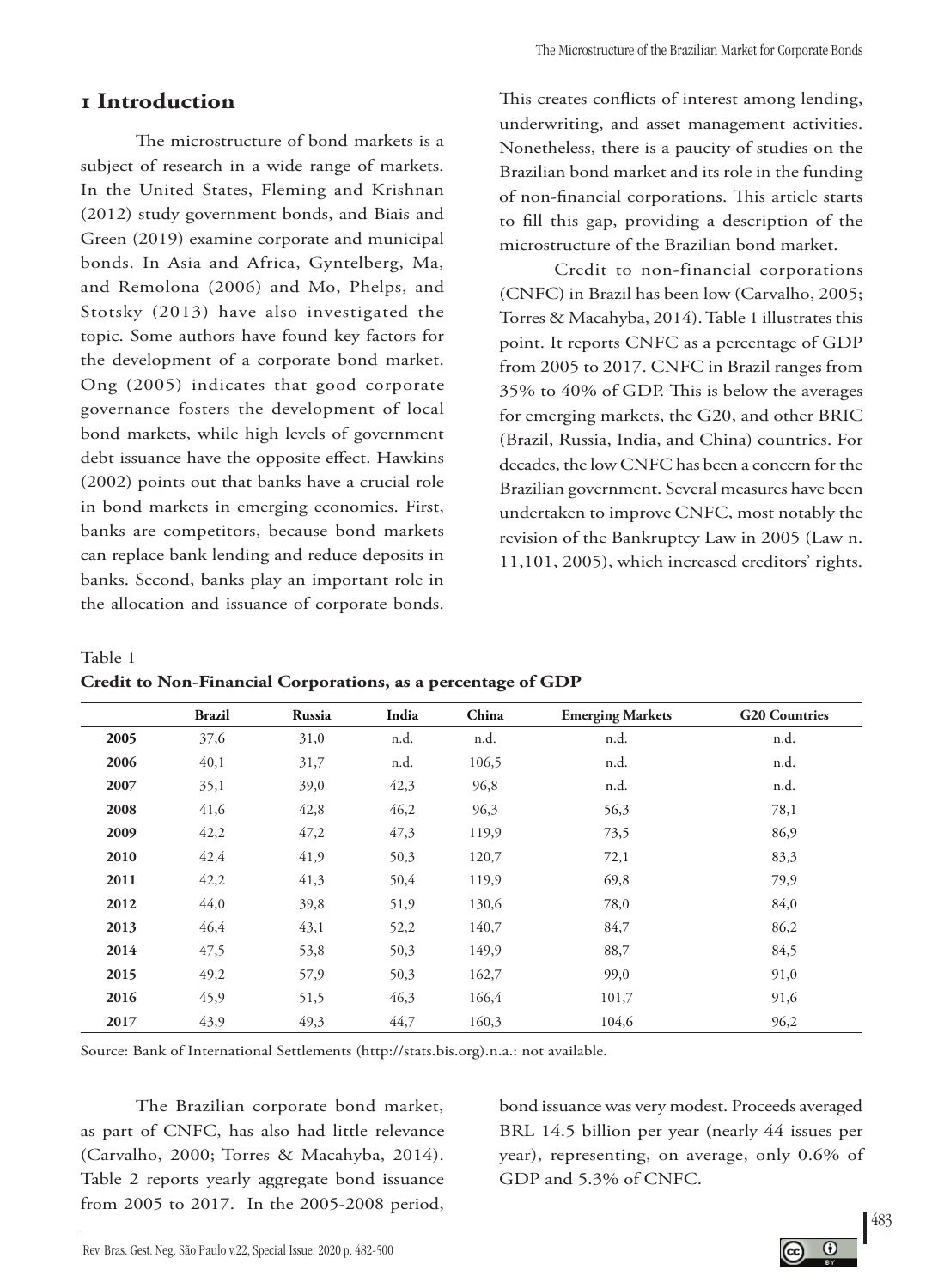# 1 Introduction

The microstructure of bond markets is a subject of research in a wide range of markets. In the United States, Fleming and Krishnan (2012) study government bonds, and Biais and Green (2019) examine corporate and municipal bonds. In Asia and Africa, Gyntelberg, Ma, and Remolona (2006) and Mo, Phelps, and Stotsky (2013) have also investigated the topic. Some authors have found key factors for the development of a corporate bond market. Ong (2005) indicates that good corporate governance fosters the development of local bond markets, while high levels of government debt issuance have the opposite effect. Hawkins (2002) points out that banks have a crucial role in bond markets in emerging economies. First, banks are competitors, because bond markets can replace bank lending and reduce deposits in banks. Second, banks play an important role in the allocation and issuance of corporate bonds. This creates conflicts of interest among lending, underwriting, and asset management activities. Nonetheless, there is a paucity of studies on the Brazilian bond market and its role in the funding of non-financial corporations. This article starts to fill this gap, providing a description of the microstructure of the Brazilian bond market.

Credit to non-financial corporations (CNFC) in Brazil has been low (Carvalho, 2005; Torres & Macahyba, 2014). Table 1 illustrates this point. It reports CNFC as a percentage of GDP from 2005 to 2017. CNFC in Brazil ranges from 35% to 40% of GDP. This is below the averages for emerging markets, the G20, and other BRIC (Brazil, Russia, India, and China) countries. For decades, the low CNFC has been a concern for the Brazilian government. Several measures have been undertaken to improve CNFC, most notably the revision of the Bankruptcy Law in 2005 (Law n. 11,101, 2005), which increased creditors' rights.

Table 1

**Credit to Non-Financial Corporations, as a percentage of GDP**

| | Brazil | Russia | India | China | Emerging Markets | G20 Countries |
|---|---|---|---|---|---|---|
| **2005** | 37,6 | 31,0 | n.d. | n.d. | n.d. | n.d. |
| **2006** | 40,1 | 31,7 | n.d. | 106,5 | n.d. | n.d. |
| **2007** | 35,1 | 39,0 | 42,3 | 96,8 | n.d. | n.d. |
| **2008** | 41,6 | 42,8 | 46,2 | 96,3 | 56,3 | 78,1 |
| **2009** | 42,2 | 47,2 | 47,3 | 119,9 | 73,5 | 86,9 |
| **2010** | 42,4 | 41,9 | 50,3 | 120,7 | 72,1 | 83,3 |
| **2011** | 42,2 | 41,3 | 50,4 | 119,9 | 69,8 | 79,9 |
| **2012** | 44,0 | 39,8 | 51,9 | 130,6 | 78,0 | 84,0 |
| **2013** | 46,4 | 43,1 | 52,2 | 140,7 | 84,7 | 86,2 |
| **2014** | 47,5 | 53,8 | 50,3 | 149,9 | 88,7 | 84,5 |
| **2015** | 49,2 | 57,9 | 50,3 | 162,7 | 99,0 | 91,0 |
| **2016** | 45,9 | 51,5 | 46,3 | 166,4 | 101,7 | 91,6 |
| **2017** | 43,9 | 49,3 | 44,7 | 160,3 | 104,6 | 96,2 |

Source: Bank of International Settlements (http://stats.bis.org).n.a.: not available.

The Brazilian corporate bond market, as part of CNFC, has also had little relevance (Carvalho, 2000; Torres & Macahyba, 2014). Table 2 reports yearly aggregate bond issuance from 2005 to 2017. In the 2005-2008 period, bond issuance was very modest. Proceeds averaged BRL 14.5 billion per year (nearly 44 issues per year), representing, on average, only 0.6% of GDP and 5.3% of CNFC.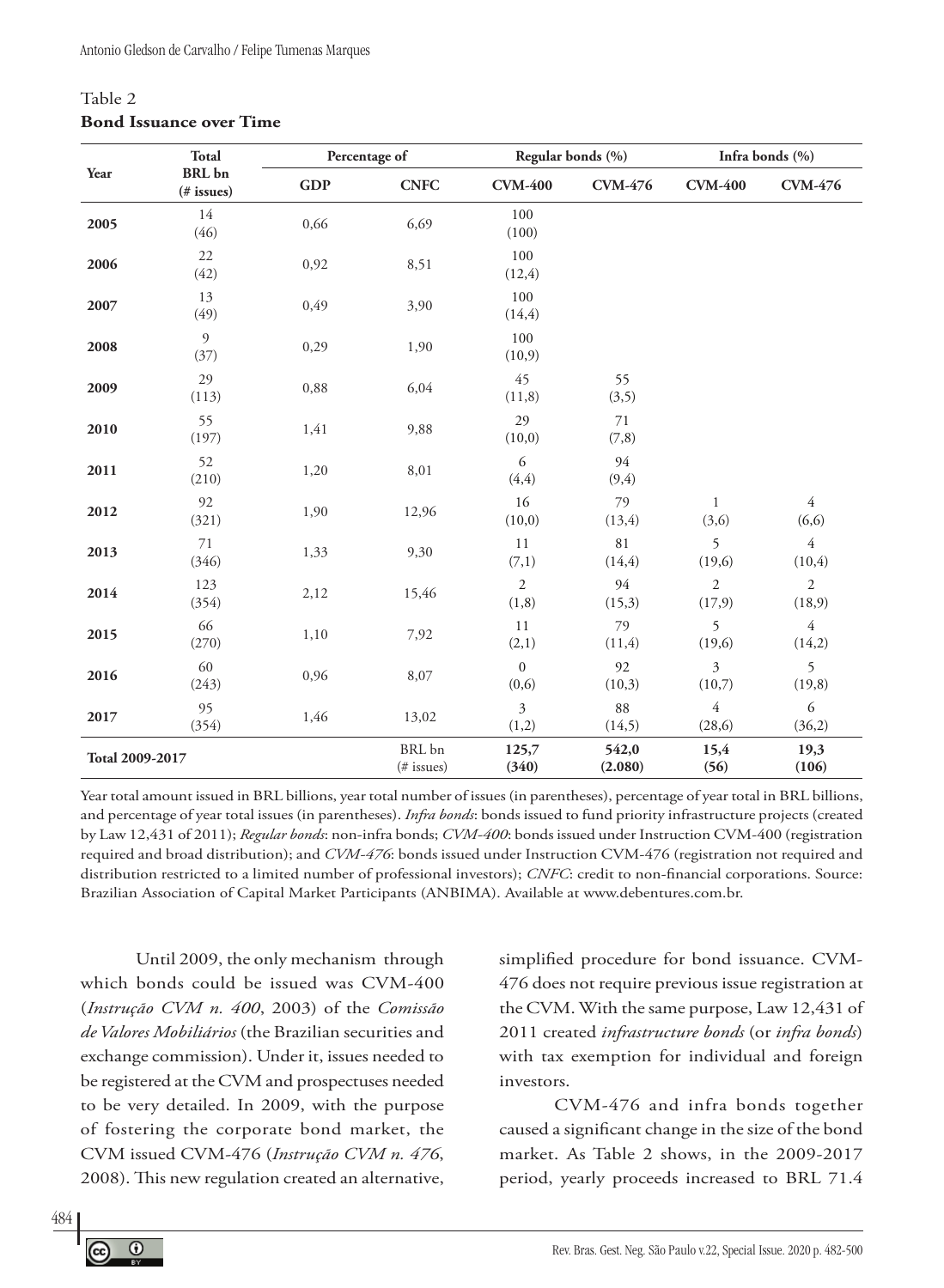Table 2
**Bond Issuance over Time**

| Year | Total BRL bn (# issues) | Percentage of | | Regular bonds (%) | | Infra bonds (%) | |
|---|---|---|---|---|---|---|---|
| | | GDP | CNFC | CVM-400 | CVM-476 | CVM-400 | CVM-476 |
| **2005** | 14 (46) | 0,66 | 6,69 | 100 (100) | | | |
| **2006** | 22 (42) | 0,92 | 8,51 | 100 (12,4) | | | |
| **2007** | 13 (49) | 0,49 | 3,90 | 100 (14,4) | | | |
| **2008** | 9 (37) | 0,29 | 1,90 | 100 (10,9) | | | |
| **2009** | 29 (113) | 0,88 | 6,04 | 45 (11,8) | 55 (3,5) | | |
| **2010** | 55 (197) | 1,41 | 9,88 | 29 (10,0) | 71 (7,8) | | |
| **2011** | 52 (210) | 1,20 | 8,01 | 6 (4,4) | 94 (9,4) | | |
| **2012** | 92 (321) | 1,90 | 12,96 | 16 (10,0) | 79 (13,4) | 1 (3,6) | 4 (6,6) |
| **2013** | 71 (346) | 1,33 | 9,30 | 11 (7,1) | 81 (14,4) | 5 (19,6) | 4 (10,4) |
| **2014** | 123 (354) | 2,12 | 15,46 | 2 (1,8) | 94 (15,3) | 2 (17,9) | 2 (18,9) |
| **2015** | 66 (270) | 1,10 | 7,92 | 11 (2,1) | 79 (11,4) | 5 (19,6) | 4 (14,2) |
| **2016** | 60 (243) | 0,96 | 8,07 | 0 (0,6) | 92 (10,3) | 3 (10,7) | 5 (19,8) |
| **2017** | 95 (354) | 1,46 | 13,02 | 3 (1,2) | 88 (14,5) | 4 (28,6) | 6 (36,2) |
| **Total 2009-2017** | | | BRL bn (# issues) | **125,7 (340)** | **542,0 (2.080)** | **15,4 (56)** | **19,3 (106)** |

Year total amount issued in BRL billions, year total number of issues (in parentheses), percentage of year total in BRL billions, and percentage of year total issues (in parentheses). *Infra bonds*: bonds issued to fund priority infrastructure projects (created by Law 12,431 of 2011); *Regular bonds*: non-infra bonds; *CVM-400*: bonds issued under Instruction CVM-400 (registration required and broad distribution); and *CVM-476*: bonds issued under Instruction CVM-476 (registration not required and distribution restricted to a limited number of professional investors); *CNFC*: credit to non-financial corporations. Source: Brazilian Association of Capital Market Participants (ANBIMA). Available at www.debentures.com.br.

Until 2009, the only mechanism through which bonds could be issued was CVM-400 (*Instrução CVM n. 400*, 2003) of the *Comissão de Valores Mobiliários* (the Brazilian securities and exchange commission). Under it, issues needed to be registered at the CVM and prospectuses needed to be very detailed. In 2009, with the purpose of fostering the corporate bond market, the CVM issued CVM-476 (*Instrução CVM n. 476*, 2008). This new regulation created an alternative, simplified procedure for bond issuance. CVM-476 does not require previous issue registration at the CVM. With the same purpose, Law 12,431 of 2011 created *infrastructure bonds* (or *infra bonds*) with tax exemption for individual and foreign investors.

CVM-476 and infra bonds together caused a significant change in the size of the bond market. As Table 2 shows, in the 2009-2017 period, yearly proceeds increased to BRL 71.4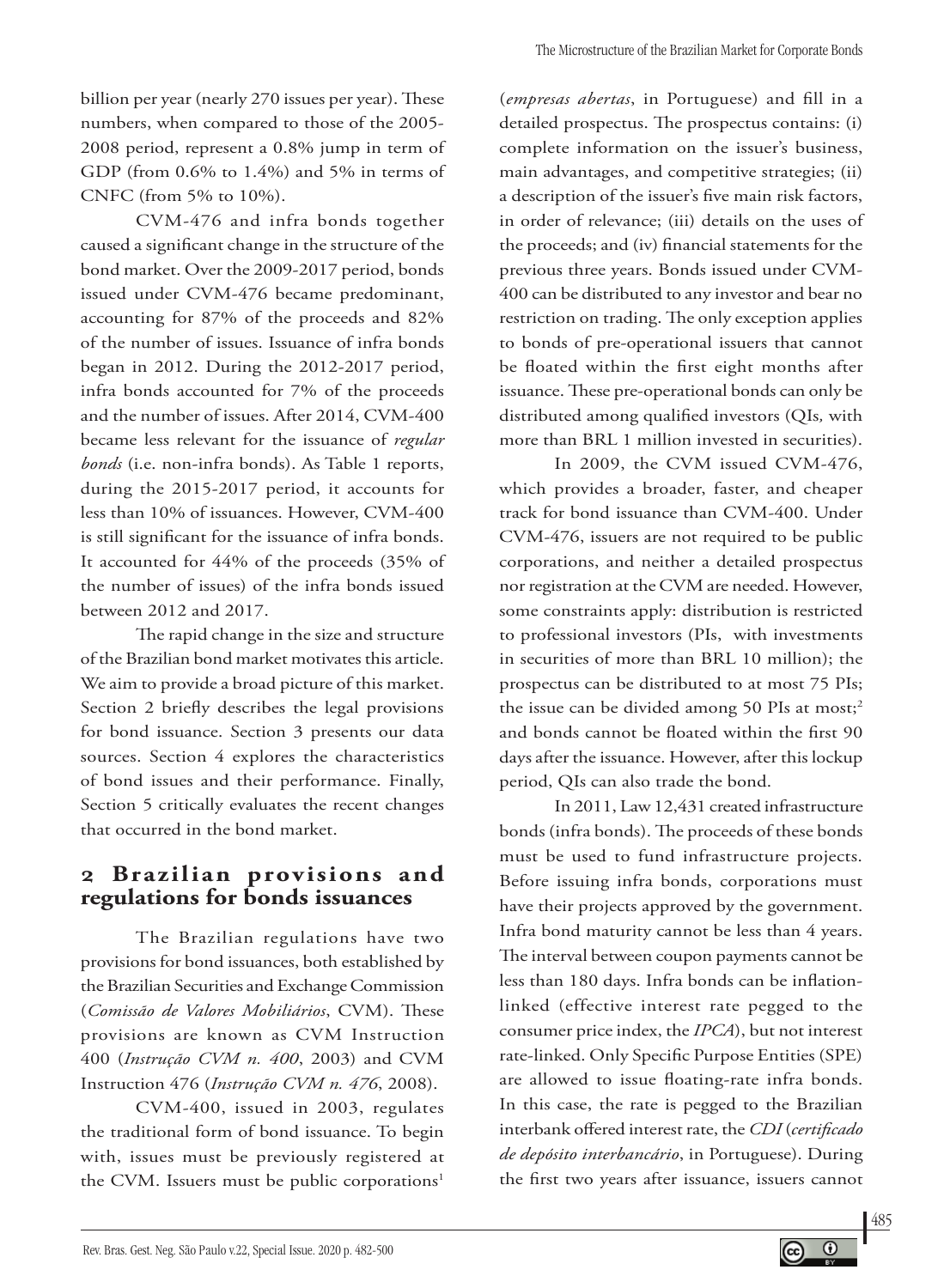billion per year (nearly 270 issues per year). These numbers, when compared to those of the 2005-2008 period, represent a 0.8% jump in term of GDP (from 0.6% to 1.4%) and 5% in terms of CNFC (from 5% to 10%).

CVM-476 and infra bonds together caused a significant change in the structure of the bond market. Over the 2009-2017 period, bonds issued under CVM-476 became predominant, accounting for 87% of the proceeds and 82% of the number of issues. Issuance of infra bonds began in 2012. During the 2012-2017 period, infra bonds accounted for 7% of the proceeds and the number of issues. After 2014, CVM-400 became less relevant for the issuance of *regular bonds* (i.e. non-infra bonds). As Table 1 reports, during the 2015-2017 period, it accounts for less than 10% of issuances. However, CVM-400 is still significant for the issuance of infra bonds. It accounted for 44% of the proceeds (35% of the number of issues) of the infra bonds issued between 2012 and 2017.

The rapid change in the size and structure of the Brazilian bond market motivates this article. We aim to provide a broad picture of this market. Section 2 briefly describes the legal provisions for bond issuance. Section 3 presents our data sources. Section 4 explores the characteristics of bond issues and their performance. Finally, Section 5 critically evaluates the recent changes that occurred in the bond market.

## 2 Brazilian provisions and regulations for bonds issuances

The Brazilian regulations have two provisions for bond issuances, both established by the Brazilian Securities and Exchange Commission (*Comissão de Valores Mobiliários*, CVM). These provisions are known as CVM Instruction 400 (*Instrução CVM n. 400*, 2003) and CVM Instruction 476 (*Instrução CVM n. 476*, 2008).

CVM-400, issued in 2003, regulates the traditional form of bond issuance. To begin with, issues must be previously registered at the CVM. Issuers must be public corporations[1] (*empresas abertas*, in Portuguese) and fill in a detailed prospectus. The prospectus contains: (i) complete information on the issuer's business, main advantages, and competitive strategies; (ii) a description of the issuer's five main risk factors, in order of relevance; (iii) details on the uses of the proceeds; and (iv) financial statements for the previous three years. Bonds issued under CVM-400 can be distributed to any investor and bear no restriction on trading. The only exception applies to bonds of pre-operational issuers that cannot be floated within the first eight months after issuance. These pre-operational bonds can only be distributed among qualified investors (QIs*,* with more than BRL 1 million invested in securities).

In 2009, the CVM issued CVM-476, which provides a broader, faster, and cheaper track for bond issuance than CVM-400. Under CVM-476, issuers are not required to be public corporations, and neither a detailed prospectus nor registration at the CVM are needed. However, some constraints apply: distribution is restricted to professional investors (PIs, with investments in securities of more than BRL 10 million); the prospectus can be distributed to at most 75 PIs; the issue can be divided among 50 PIs at most;[2] and bonds cannot be floated within the first 90 days after the issuance. However, after this lockup period, QIs can also trade the bond.

In 2011, Law 12,431 created infrastructure bonds (infra bonds). The proceeds of these bonds must be used to fund infrastructure projects. Before issuing infra bonds, corporations must have their projects approved by the government. Infra bond maturity cannot be less than 4 years. The interval between coupon payments cannot be less than 180 days. Infra bonds can be inflation-linked (effective interest rate pegged to the consumer price index, the *IPCA*), but not interest rate-linked. Only Specific Purpose Entities (SPE) are allowed to issue floating-rate infra bonds. In this case, the rate is pegged to the Brazilian interbank offered interest rate, the *CDI* (*certificado de depósito interbancário*, in Portuguese). During the first two years after issuance, issuers cannot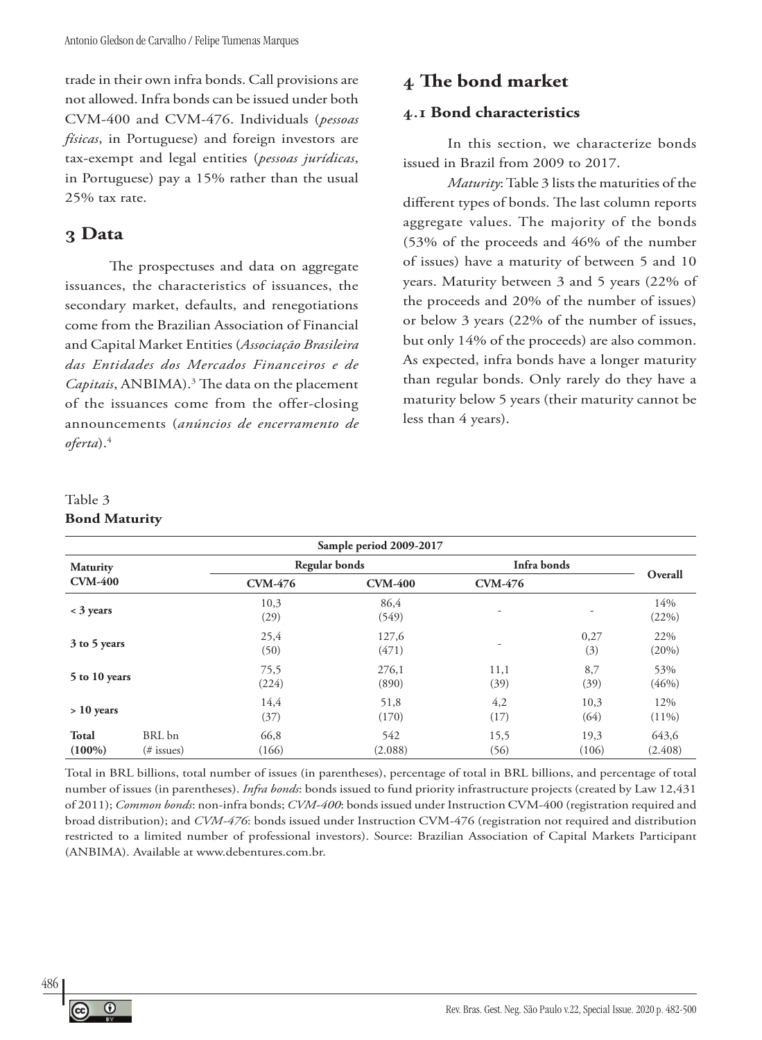trade in their own infra bonds. Call provisions are not allowed. Infra bonds can be issued under both CVM-400 and CVM-476. Individuals (*pessoas físicas*, in Portuguese) and foreign investors are tax-exempt and legal entities (*pessoas jurídicas*, in Portuguese) pay a 15% rather than the usual 25% tax rate.

# 3 Data

The prospectuses and data on aggregate issuances, the characteristics of issuances, the secondary market, defaults, and renegotiations come from the Brazilian Association of Financial and Capital Market Entities (*Associação Brasileira das Entidades dos Mercados Financeiros e de Capitais*, ANBIMA).[3] The data on the placement of the issuances come from the offer-closing announcements (*anúncios de encerramento de oferta*).[4]

# 4 The bond market

## 4.1 Bond characteristics

In this section, we characterize bonds issued in Brazil from 2009 to 2017.

*Maturity*: Table 3 lists the maturities of the different types of bonds. The last column reports aggregate values. The majority of the bonds (53% of the proceeds and 46% of the number of issues) have a maturity of between 5 and 10 years. Maturity between 3 and 5 years (22% of the proceeds and 20% of the number of issues) or below 3 years (22% of the number of issues, but only 14% of the proceeds) are also common. As expected, infra bonds have a longer maturity than regular bonds. Only rarely do they have a maturity below 5 years (their maturity cannot be less than 4 years).

Table 3
**Bond Maturity**

| Sample period 2009-2017 | | | | | | |
|---|---|---|---|---|---|---|
| **Maturity CVM-400** | | **Regular bonds** | | **Infra bonds** | | **Overall** |
| | | **CVM-476** | **CVM-400** | **CVM-476** | | |
| **< 3 years** | | 10,3 (29) | 86,4 (549) | - | - | 14% (22%) |
| **3 to 5 years** | | 25,4 (50) | 127,6 (471) | - | 0,27 (3) | 22% (20%) |
| **5 to 10 years** | | 75,5 (224) | 276,1 (890) | 11,1 (39) | 8,7 (39) | 53% (46%) |
| **> 10 years** | | 14,4 (37) | 51,8 (170) | 4,2 (17) | 10,3 (64) | 12% (11%) |
| **Total (100%)** | BRL bn (# issues) | 66,8 (166) | 542 (2.088) | 15,5 (56) | 19,3 (106) | 643,6 (2.408) |

Total in BRL billions, total number of issues (in parentheses), percentage of total in BRL billions, and percentage of total number of issues (in parentheses). *Infra bonds*: bonds issued to fund priority infrastructure projects (created by Law 12,431 of 2011); *Common bonds*: non-infra bonds; *CVM-400*: bonds issued under Instruction CVM-400 (registration required and broad distribution); and *CVM-476*: bonds issued under Instruction CVM-476 (registration not required and distribution restricted to a limited number of professional investors). Source: Brazilian Association of Capital Markets Participant (ANBIMA). Available at www.debentures.com.br.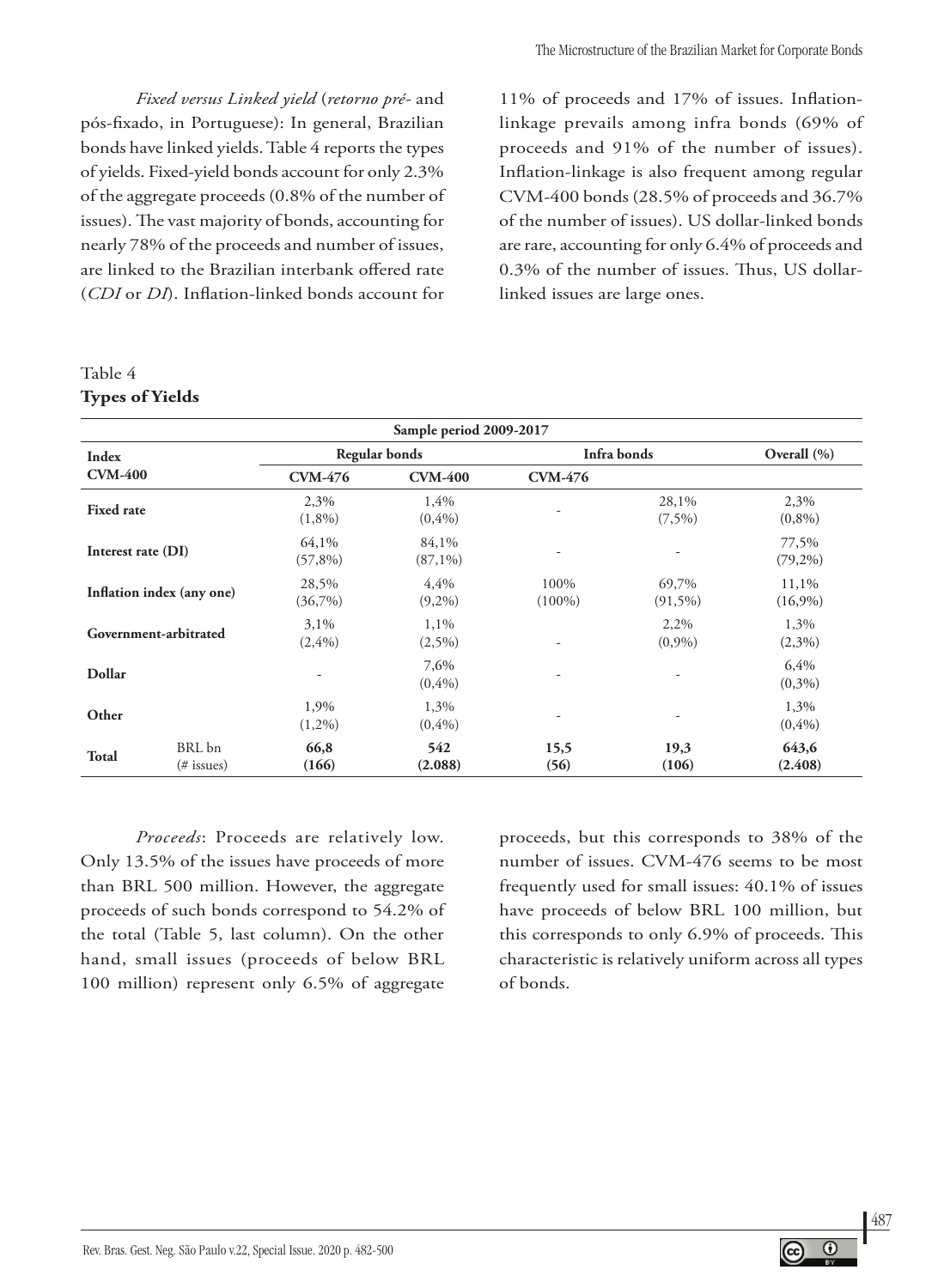*Fixed versus Linked yield* (*retorno pré-* and pós-fixado, in Portuguese): In general, Brazilian bonds have linked yields. Table 4 reports the types of yields. Fixed-yield bonds account for only 2.3% of the aggregate proceeds (0.8% of the number of issues). The vast majority of bonds, accounting for nearly 78% of the proceeds and number of issues, are linked to the Brazilian interbank offered rate (*CDI* or *DI*). Inflation-linked bonds account for 11% of proceeds and 17% of issues. Inflation-linkage prevails among infra bonds (69% of proceeds and 91% of the number of issues). Inflation-linkage is also frequent among regular CVM-400 bonds (28.5% of proceeds and 36.7% of the number of issues). US dollar-linked bonds are rare, accounting for only 6.4% of proceeds and 0.3% of the number of issues. Thus, US dollar-linked issues are large ones.

Table 4
**Types of Yields**

| Sample period 2009-2017 | | | | | | |
|---|---|---|---|---|---|---|
| **Index** | | **Regular bonds** | | **Infra bonds** | | **Overall (%)** |
| **CVM-400** | | **CVM-476** | **CVM-400** | **CVM-476** | | |
| **Fixed rate** | | 2,3% (1,8%) | 1,4% (0,4%) | - | 28,1% (7,5%) | 2,3% (0,8%) |
| **Interest rate (DI)** | | 64,1% (57,8%) | 84,1% (87,1%) | - | - | 77,5% (79,2%) |
| **Inflation index (any one)** | | 28,5% (36,7%) | 4,4% (9,2%) | 100% (100%) | 69,7% (91,5%) | 11,1% (16,9%) |
| **Government-arbitrated** | | 3,1% (2,4%) | 1,1% (2,5%) | - | 2,2% (0,9%) | 1,3% (2,3%) |
| **Dollar** | | - | 7,6% (0,4%) | - | - | 6,4% (0,3%) |
| **Other** | | 1,9% (1,2%) | 1,3% (0,4%) | - | - | 1,3% (0,4%) |
| **Total** | BRL bn (# issues) | **66,8 (166)** | **542 (2.088)** | **15,5 (56)** | **19,3 (106)** | **643,6 (2.408)** |

*Proceeds*: Proceeds are relatively low. Only 13.5% of the issues have proceeds of more than BRL 500 million. However, the aggregate proceeds of such bonds correspond to 54.2% of the total (Table 5, last column). On the other hand, small issues (proceeds of below BRL 100 million) represent only 6.5% of aggregate proceeds, but this corresponds to 38% of the number of issues. CVM-476 seems to be most frequently used for small issues: 40.1% of issues have proceeds of below BRL 100 million, but this corresponds to only 6.9% of proceeds. This characteristic is relatively uniform across all types of bonds.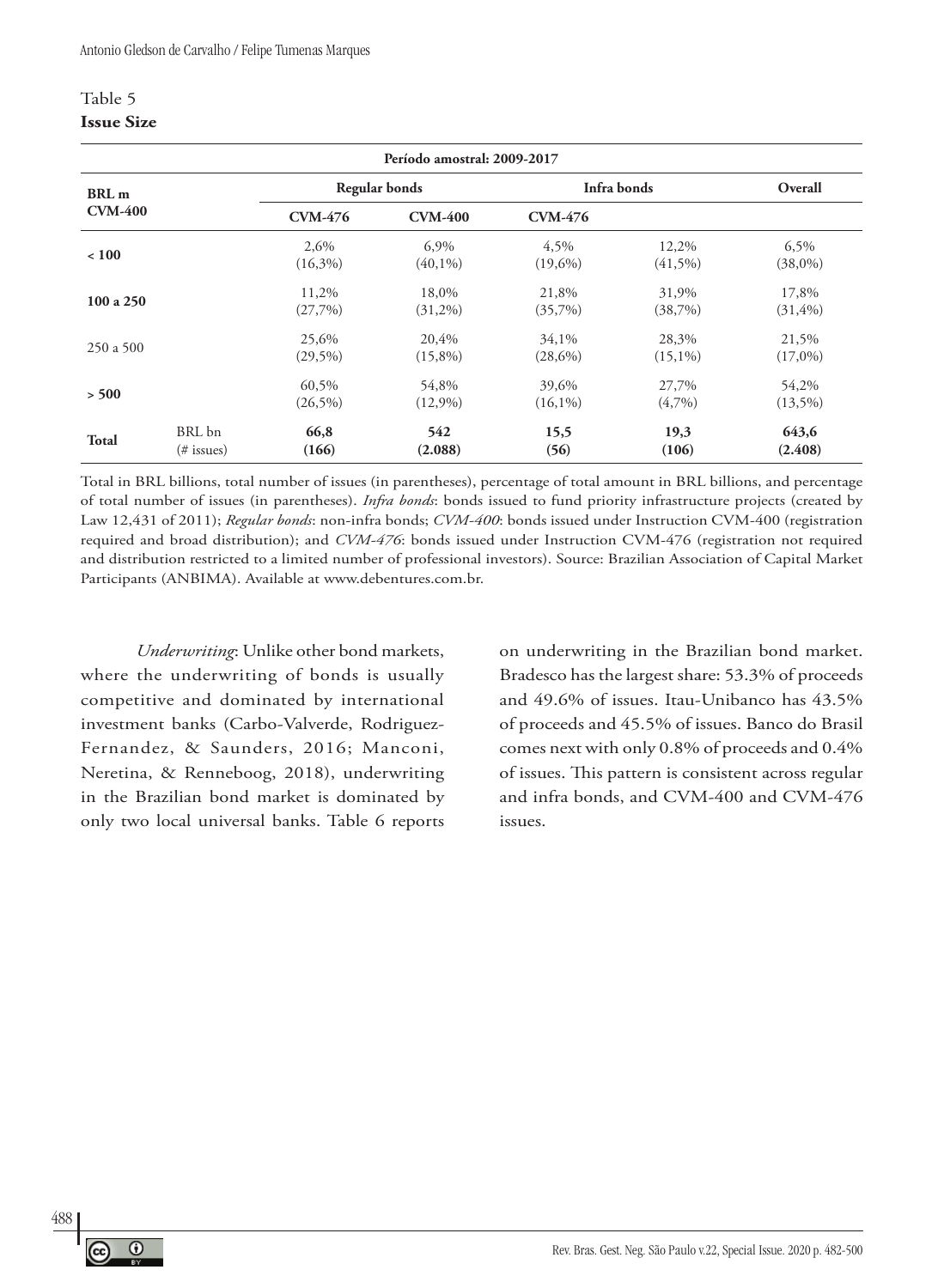Table 5

**Issue Size**

| Período amostral: 2009-2017 | | | | | | |
|---|---|---|---|---|---|---|
| **BRL m** | | **Regular bonds** | | **Infra bonds** | | **Overall** |
| **CVM-400** | | **CVM-476** | **CVM-400** | **CVM-476** | | |
| **< 100** | | 2,6% (16,3%) | 6,9% (40,1%) | 4,5% (19,6%) | 12,2% (41,5%) | 6,5% (38,0%) |
| **100 a 250** | | 11,2% (27,7%) | 18,0% (31,2%) | 21,8% (35,7%) | 31,9% (38,7%) | 17,8% (31,4%) |
| 250 a 500 | | 25,6% (29,5%) | 20,4% (15,8%) | 34,1% (28,6%) | 28,3% (15,1%) | 21,5% (17,0%) |
| **> 500** | | 60,5% (26,5%) | 54,8% (12,9%) | 39,6% (16,1%) | 27,7% (4,7%) | 54,2% (13,5%) |
| **Total** | BRL bn (# issues) | **66,8 (166)** | **542 (2.088)** | **15,5 (56)** | **19,3 (106)** | **643,6 (2.408)** |

Total in BRL billions, total number of issues (in parentheses), percentage of total amount in BRL billions, and percentage of total number of issues (in parentheses). *Infra bonds*: bonds issued to fund priority infrastructure projects (created by Law 12,431 of 2011); *Regular bonds*: non-infra bonds; *CVM-400*: bonds issued under Instruction CVM-400 (registration required and broad distribution); and *CVM-476*: bonds issued under Instruction CVM-476 (registration not required and distribution restricted to a limited number of professional investors). Source: Brazilian Association of Capital Market Participants (ANBIMA). Available at www.debentures.com.br.

*Underwriting*: Unlike other bond markets, where the underwriting of bonds is usually competitive and dominated by international investment banks (Carbo-Valverde, Rodriguez-Fernandez, & Saunders, 2016; Manconi, Neretina, & Renneboog, 2018), underwriting in the Brazilian bond market is dominated by only two local universal banks. Table 6 reports on underwriting in the Brazilian bond market. Bradesco has the largest share: 53.3% of proceeds and 49.6% of issues. Itau-Unibanco has 43.5% of proceeds and 45.5% of issues. Banco do Brasil comes next with only 0.8% of proceeds and 0.4% of issues. This pattern is consistent across regular and infra bonds, and CVM-400 and CVM-476 issues.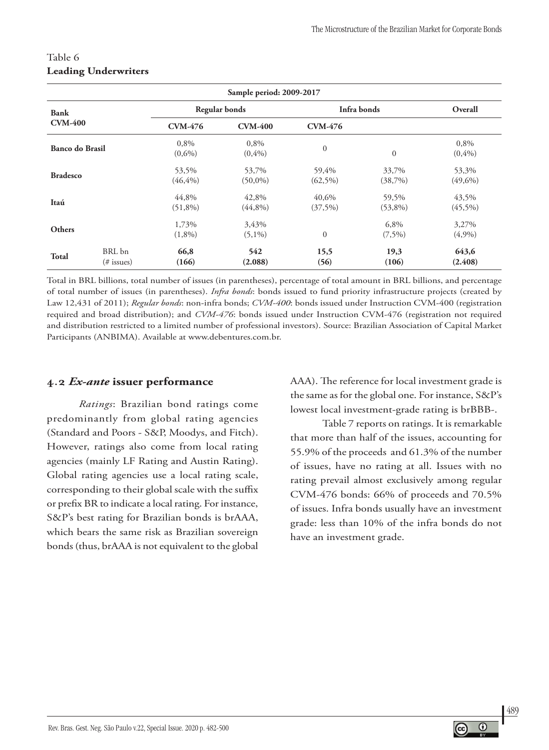Table 6
**Leading Underwriters**

| Bank | | Sample period: 2009-2017 | | | | |
|---|---|---|---|---|---|---|
| | | Regular bonds | | Infra bonds | | Overall |
| CVM-400 | | CVM-476 | CVM-400 | CVM-476 | | |
| **Banco do Brasil** | | 0,8% (0,6%) | 0,8% (0,4%) | 0 | 0 | 0,8% (0,4%) |
| **Bradesco** | | 53,5% (46,4%) | 53,7% (50,0%) | 59,4% (62,5%) | 33,7% (38,7%) | 53,3% (49,6%) |
| **Itaú** | | 44,8% (51,8%) | 42,8% (44,8%) | 40,6% (37,5%) | 59,5% (53,8%) | 43,5% (45,5%) |
| **Others** | | 1,73% (1,8%) | 3,43% (5,1%) | 0 | 6,8% (7,5%) | 3,27% (4,9%) |
| **Total** | BRL bn (# issues) | **66,8 (166)** | **542 (2.088)** | **15,5 (56)** | **19,3 (106)** | **643,6 (2.408)** |

Total in BRL billions, total number of issues (in parentheses), percentage of total amount in BRL billions, and percentage of total number of issues (in parentheses). *Infra bonds*: bonds issued to fund priority infrastructure projects (created by Law 12,431 of 2011); *Regular bonds*: non-infra bonds; *CVM-400*: bonds issued under Instruction CVM-400 (registration required and broad distribution); and *CVM-476*: bonds issued under Instruction CVM-476 (registration not required and distribution restricted to a limited number of professional investors). Source: Brazilian Association of Capital Market Participants (ANBIMA). Available at www.debentures.com.br.

## 4.2 *Ex-ante* issuer performance

*Ratings*: Brazilian bond ratings come predominantly from global rating agencies (Standard and Poors - S&P, Moodys, and Fitch). However, ratings also come from local rating agencies (mainly LF Rating and Austin Rating). Global rating agencies use a local rating scale, corresponding to their global scale with the suffix or prefix BR to indicate a local rating. For instance, S&P's best rating for Brazilian bonds is brAAA, which bears the same risk as Brazilian sovereign bonds (thus, brAAA is not equivalent to the global AAA). The reference for local investment grade is the same as for the global one. For instance, S&P's lowest local investment-grade rating is brBBB-.

Table 7 reports on ratings. It is remarkable that more than half of the issues, accounting for 55.9% of the proceeds and 61.3% of the number of issues, have no rating at all. Issues with no rating prevail almost exclusively among regular CVM-476 bonds: 66% of proceeds and 70.5% of issues. Infra bonds usually have an investment grade: less than 10% of the infra bonds do not have an investment grade.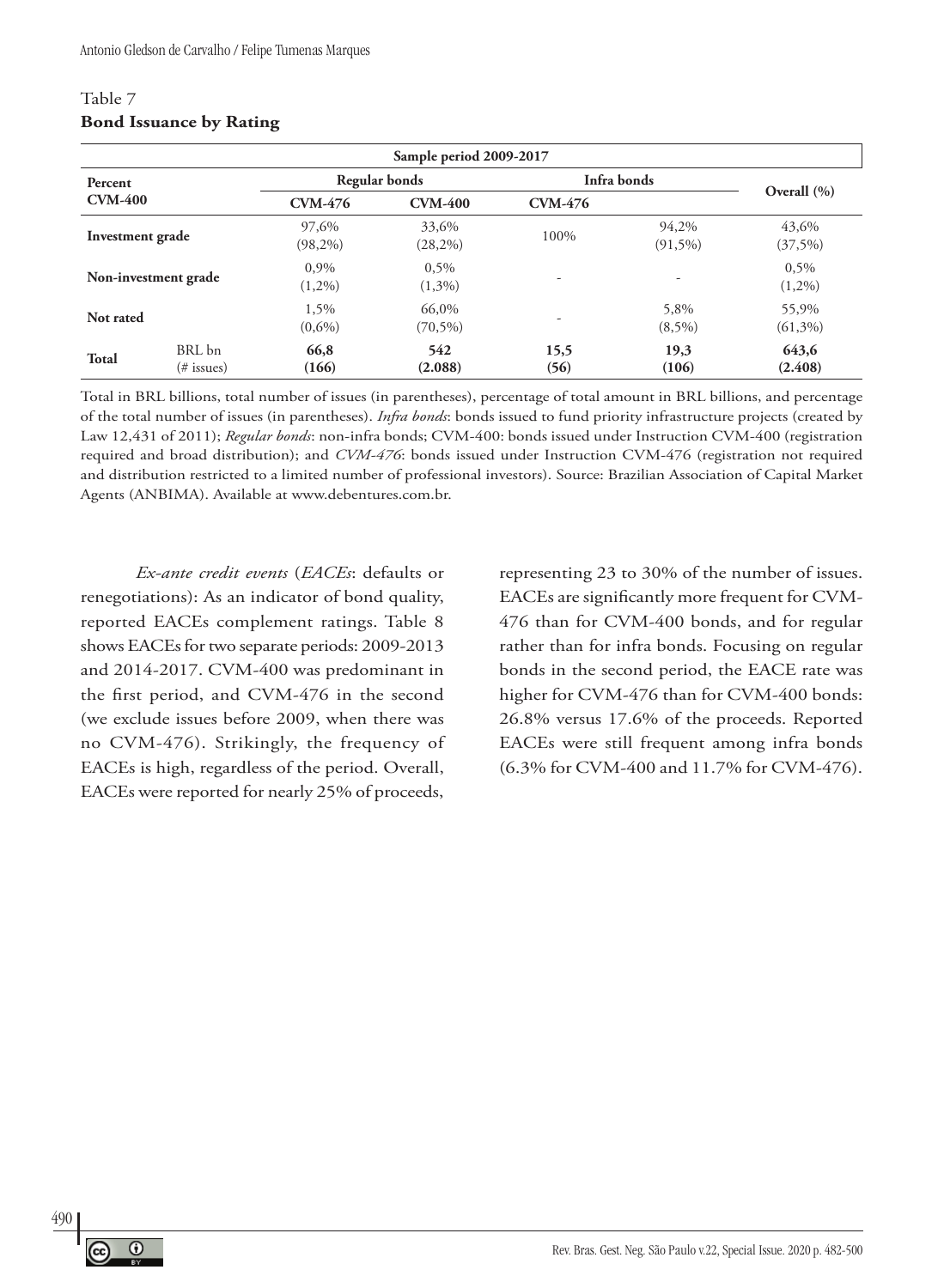Table 7
**Bond Issuance by Rating**

| Sample period 2009-2017 | | | | | | |
|---|---|---|---|---|---|---|
| **Percent** | | **Regular bonds** | | **Infra bonds** | | **Overall (%)** |
| **CVM-400** | | **CVM-476** | **CVM-400** | **CVM-476** | | |
| **Investment grade** | | 97,6% (98,2%) | 33,6% (28,2%) | 100% | 94,2% (91,5%) | 43,6% (37,5%) |
| **Non-investment grade** | | 0,9% (1,2%) | 0,5% (1,3%) | - | - | 0,5% (1,2%) |
| **Not rated** | | 1,5% (0,6%) | 66,0% (70,5%) | - | 5,8% (8,5%) | 55,9% (61,3%) |
| **Total** | BRL bn (# issues) | **66,8 (166)** | **542 (2.088)** | **15,5 (56)** | **19,3 (106)** | **643,6 (2.408)** |

Total in BRL billions, total number of issues (in parentheses), percentage of total amount in BRL billions, and percentage of the total number of issues (in parentheses). *Infra bonds*: bonds issued to fund priority infrastructure projects (created by Law 12,431 of 2011); *Regular bonds*: non-infra bonds; CVM-400: bonds issued under Instruction CVM-400 (registration required and broad distribution); and *CVM-476*: bonds issued under Instruction CVM-476 (registration not required and distribution restricted to a limited number of professional investors). Source: Brazilian Association of Capital Market Agents (ANBIMA). Available at www.debentures.com.br.

*Ex-ante credit events* (*EACEs*: defaults or renegotiations): As an indicator of bond quality, reported EACEs complement ratings. Table 8 shows EACEs for two separate periods: 2009-2013 and 2014-2017. CVM-400 was predominant in the first period, and CVM-476 in the second (we exclude issues before 2009, when there was no CVM-476). Strikingly, the frequency of EACEs is high, regardless of the period. Overall, EACEs were reported for nearly 25% of proceeds, representing 23 to 30% of the number of issues. EACEs are significantly more frequent for CVM-476 than for CVM-400 bonds, and for regular rather than for infra bonds. Focusing on regular bonds in the second period, the EACE rate was higher for CVM-476 than for CVM-400 bonds: 26.8% versus 17.6% of the proceeds. Reported EACEs were still frequent among infra bonds (6.3% for CVM-400 and 11.7% for CVM-476).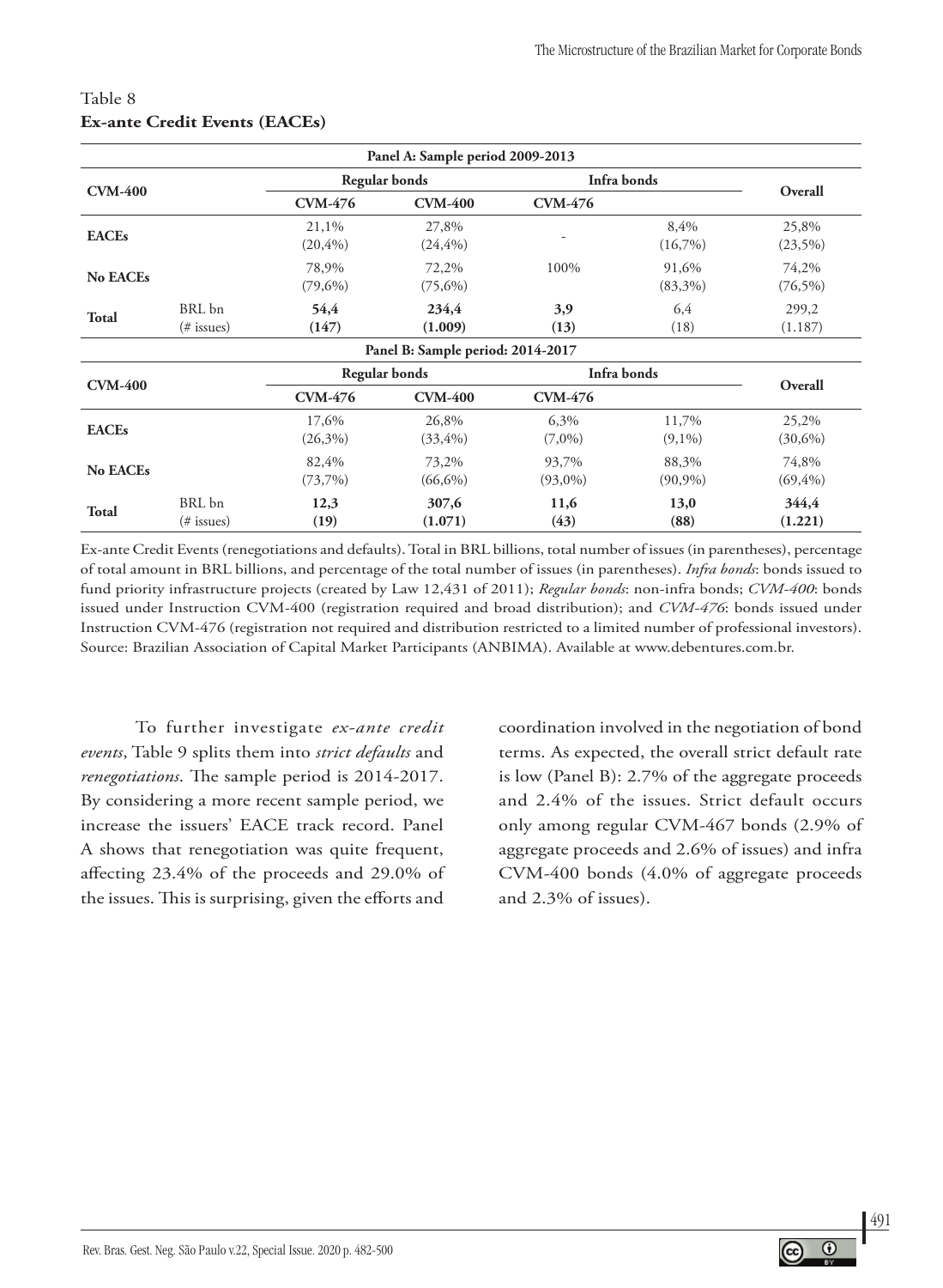Table 8
**Ex-ante Credit Events (EACEs)**

| | | Panel A: Sample period 2009-2013 | | | | |
|---|---|---|---|---|---|---|
| **CVM-400** | | **Regular bonds** | | **Infra bonds** | | **Overall** |
| | | **CVM-476** | **CVM-400** | **CVM-476** | | |
| **EACEs** | | 21,1% (20,4%) | 27,8% (24,4%) | - | 8,4% (16,7%) | 25,8% (23,5%) |
| **No EACEs** | | 78,9% (79,6%) | 72,2% (75,6%) | 100% | 91,6% (83,3%) | 74,2% (76,5%) |
| **Total** | BRL bn (# issues) | **54,4** **(147)** | **234,4** **(1.009)** | **3,9** **(13)** | 6,4 (18) | 299,2 (1.187) |

| | | Panel B: Sample period: 2014-2017 | | | | |
|---|---|---|---|---|---|---|
| **CVM-400** | | **Regular bonds** | | **Infra bonds** | | **Overall** |
| | | **CVM-476** | **CVM-400** | **CVM-476** | | |
| **EACEs** | | 17,6% (26,3%) | 26,8% (33,4%) | 6,3% (7,0%) | 11,7% (9,1%) | 25,2% (30,6%) |
| **No EACEs** | | 82,4% (73,7%) | 73,2% (66,6%) | 93,7% (93,0%) | 88,3% (90,9%) | 74,8% (69,4%) |
| **Total** | BRL bn (# issues) | **12,3** **(19)** | **307,6** **(1.071)** | **11,6** **(43)** | **13,0** **(88)** | **344,4** **(1.221)** |

Ex-ante Credit Events (renegotiations and defaults). Total in BRL billions, total number of issues (in parentheses), percentage of total amount in BRL billions, and percentage of the total number of issues (in parentheses). *Infra bonds*: bonds issued to fund priority infrastructure projects (created by Law 12,431 of 2011); *Regular bonds*: non-infra bonds; *CVM-400*: bonds issued under Instruction CVM-400 (registration required and broad distribution); and *CVM-476*: bonds issued under Instruction CVM-476 (registration not required and distribution restricted to a limited number of professional investors). Source: Brazilian Association of Capital Market Participants (ANBIMA). Available at www.debentures.com.br.

To further investigate *ex-ante credit events*, Table 9 splits them into *strict defaults* and *renegotiations*. The sample period is 2014-2017. By considering a more recent sample period, we increase the issuers' EACE track record. Panel A shows that renegotiation was quite frequent, affecting 23.4% of the proceeds and 29.0% of the issues. This is surprising, given the efforts and coordination involved in the negotiation of bond terms. As expected, the overall strict default rate is low (Panel B): 2.7% of the aggregate proceeds and 2.4% of the issues. Strict default occurs only among regular CVM-467 bonds (2.9% of aggregate proceeds and 2.6% of issues) and infra CVM-400 bonds (4.0% of aggregate proceeds and 2.3% of issues).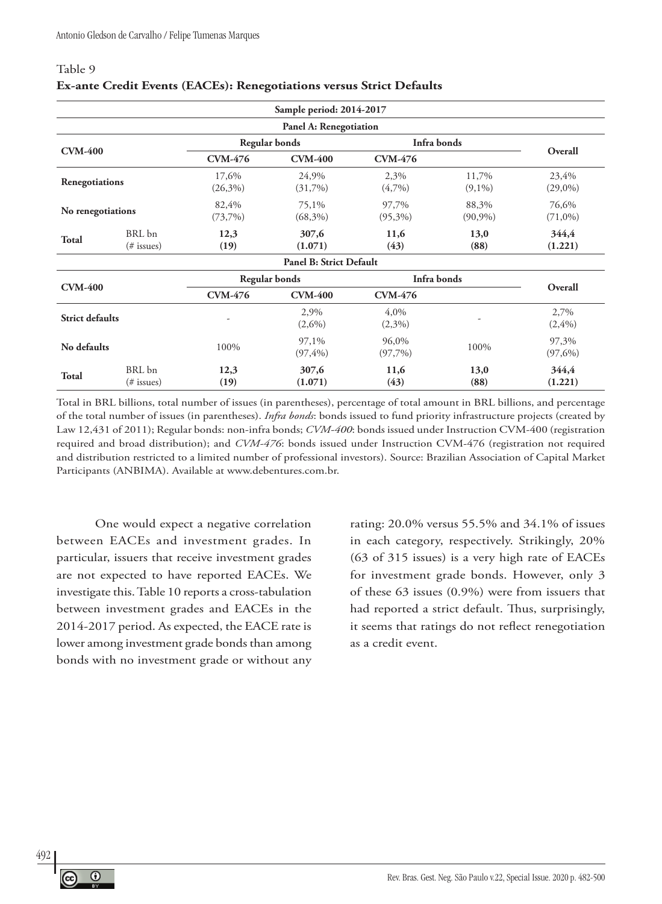Table 9

**Ex-ante Credit Events (EACEs): Renegotiations versus Strict Defaults**

| Sample period: 2014-2017 | | | | | | |
|---|---|---|---|---|---|---|
| **Panel A: Renegotiation** | | | | | | |
| **CVM-400** | | **Regular bonds** | | **Infra bonds** | | **Overall** |
| | | **CVM-476** | **CVM-400** | **CVM-476** | | |
| **Renegotiations** | | 17,6% (26,3%) | 24,9% (31,7%) | 2,3% (4,7%) | 11,7% (9,1%) | 23,4% (29,0%) |
| **No renegotiations** | | 82,4% (73,7%) | 75,1% (68,3%) | 97,7% (95,3%) | 88,3% (90,9%) | 76,6% (71,0%) |
| **Total** | BRL bn (# issues) | **12,3 (19)** | **307,6 (1.071)** | **11,6 (43)** | **13,0 (88)** | **344,4 (1.221)** |
| **Panel B: Strict Default** | | | | | | |
| **CVM-400** | | **Regular bonds** | | **Infra bonds** | | **Overall** |
| | | **CVM-476** | **CVM-400** | **CVM-476** | | |
| **Strict defaults** | | - | 2,9% (2,6%) | 4,0% (2,3%) | - | 2,7% (2,4%) |
| **No defaults** | | 100% | 97,1% (97,4%) | 96,0% (97,7%) | 100% | 97,3% (97,6%) |
| **Total** | BRL bn (# issues) | **12,3 (19)** | **307,6 (1.071)** | **11,6 (43)** | **13,0 (88)** | **344,4 (1.221)** |

Total in BRL billions, total number of issues (in parentheses), percentage of total amount in BRL billions, and percentage of the total number of issues (in parentheses). *Infra bonds*: bonds issued to fund priority infrastructure projects (created by Law 12,431 of 2011); Regular bonds: non-infra bonds; *CVM-400*: bonds issued under Instruction CVM-400 (registration required and broad distribution); and *CVM-476*: bonds issued under Instruction CVM-476 (registration not required and distribution restricted to a limited number of professional investors). Source: Brazilian Association of Capital Market Participants (ANBIMA). Available at www.debentures.com.br.

One would expect a negative correlation between EACEs and investment grades. In particular, issuers that receive investment grades are not expected to have reported EACEs. We investigate this. Table 10 reports a cross-tabulation between investment grades and EACEs in the 2014-2017 period. As expected, the EACE rate is lower among investment grade bonds than among bonds with no investment grade or without any rating: 20.0% versus 55.5% and 34.1% of issues in each category, respectively. Strikingly, 20% (63 of 315 issues) is a very high rate of EACEs for investment grade bonds. However, only 3 of these 63 issues (0.9%) were from issuers that had reported a strict default. Thus, surprisingly, it seems that ratings do not reflect renegotiation as a credit event.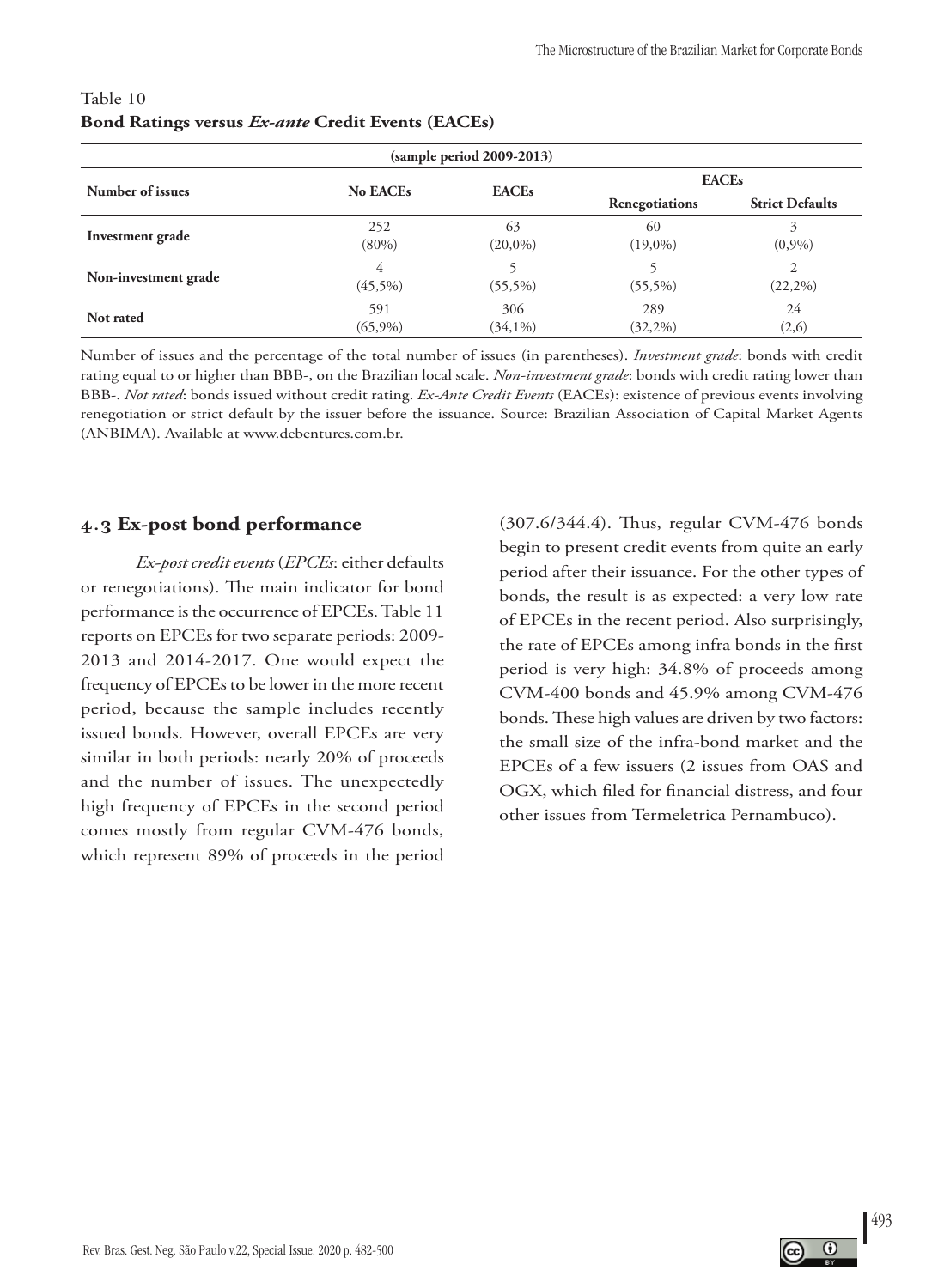Table 10
**Bond Ratings versus *Ex-ante* Credit Events (EACEs)**

| (sample period 2009-2013) | | | | |
|---|---|---|---|---|
| **Number of issues** | **No EACEs** | **EACEs** | **EACEs** | |
| | | | **Renegotiations** | **Strict Defaults** |
| **Investment grade** | 252<br>(80%) | 63<br>(20,0%) | 60<br>(19,0%) | 3<br>(0,9%) |
| **Non-investment grade** | 4<br>(45,5%) | 5<br>(55,5%) | 5<br>(55,5%) | 2<br>(22,2%) |
| **Not rated** | 591<br>(65,9%) | 306<br>(34,1%) | 289<br>(32,2%) | 24<br>(2,6) |

Number of issues and the percentage of the total number of issues (in parentheses). *Investment grade*: bonds with credit rating equal to or higher than BBB-, on the Brazilian local scale. *Non-investment grade*: bonds with credit rating lower than BBB-. *Not rated*: bonds issued without credit rating. *Ex-Ante Credit Events* (EACEs): existence of previous events involving renegotiation or strict default by the issuer before the issuance. Source: Brazilian Association of Capital Market Agents (ANBIMA). Available at www.debentures.com.br.

## 4.3 Ex-post bond performance

*Ex-post credit events* (*EPCEs*: either defaults or renegotiations). The main indicator for bond performance is the occurrence of EPCEs. Table 11 reports on EPCEs for two separate periods: 2009-2013 and 2014-2017. One would expect the frequency of EPCEs to be lower in the more recent period, because the sample includes recently issued bonds. However, overall EPCEs are very similar in both periods: nearly 20% of proceeds and the number of issues. The unexpectedly high frequency of EPCEs in the second period comes mostly from regular CVM-476 bonds, which represent 89% of proceeds in the period (307.6/344.4). Thus, regular CVM-476 bonds begin to present credit events from quite an early period after their issuance. For the other types of bonds, the result is as expected: a very low rate of EPCEs in the recent period. Also surprisingly, the rate of EPCEs among infra bonds in the first period is very high: 34.8% of proceeds among CVM-400 bonds and 45.9% among CVM-476 bonds. These high values are driven by two factors: the small size of the infra-bond market and the EPCEs of a few issuers (2 issues from OAS and OGX, which filed for financial distress, and four other issues from Termeletrica Pernambuco).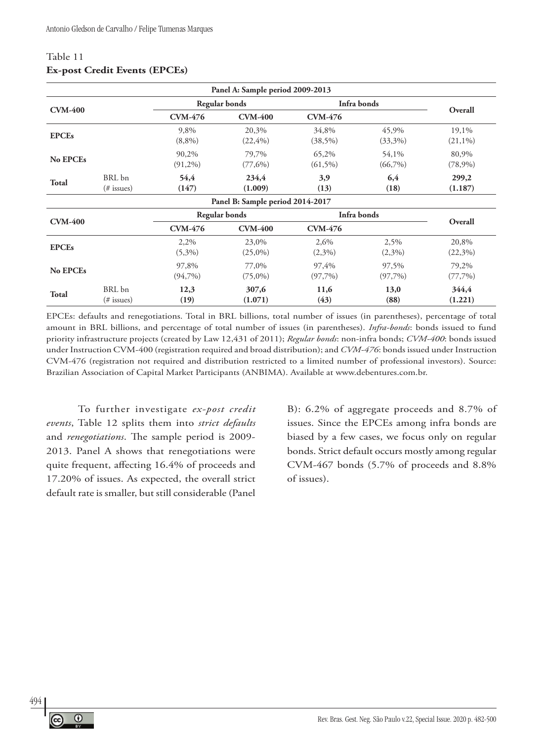Table 11

**Ex-post Credit Events (EPCEs)**

| Panel A: Sample period 2009-2013 | | | | | | |
|---|---|---|---|---|---|---|
| **CVM-400** | | **Regular bonds** | | **Infra bonds** | | **Overall** |
| | | **CVM-476** | **CVM-400** | **CVM-476** | | |
| **EPCEs** | | 9,8% (8,8%) | 20,3% (22,4%) | 34,8% (38,5%) | 45,9% (33,3%) | 19,1% (21,1%) |
| **No EPCEs** | | 90,2% (91,2%) | 79,7% (77,6%) | 65,2% (61,5%) | 54,1% (66,7%) | 80,9% (78,9%) |
| **Total** | BRL bn (# issues) | **54,4 (147)** | **234,4 (1.009)** | **3,9 (13)** | **6,4 (18)** | **299,2 (1.187)** |

| Panel B: Sample period 2014-2017 | | | | | | |
|---|---|---|---|---|---|---|
| **CVM-400** | | **Regular bonds** | | **Infra bonds** | | **Overall** |
| | | **CVM-476** | **CVM-400** | **CVM-476** | | |
| **EPCEs** | | 2,2% (5,3%) | 23,0% (25,0%) | 2,6% (2,3%) | 2,5% (2,3%) | 20,8% (22,3%) |
| **No EPCEs** | | 97,8% (94,7%) | 77,0% (75,0%) | 97,4% (97,7%) | 97,5% (97,7%) | 79,2% (77,7%) |
| **Total** | BRL bn (# issues) | **12,3 (19)** | **307,6 (1.071)** | **11,6 (43)** | **13,0 (88)** | **344,4 (1.221)** |

EPCEs: defaults and renegotiations. Total in BRL billions, total number of issues (in parentheses), percentage of total amount in BRL billions, and percentage of total number of issues (in parentheses). *Infra-bonds*: bonds issued to fund priority infrastructure projects (created by Law 12,431 of 2011); *Regular bonds*: non-infra bonds; *CVM-400*: bonds issued under Instruction CVM-400 (registration required and broad distribution); and *CVM-476*: bonds issued under Instruction CVM-476 (registration not required and distribution restricted to a limited number of professional investors). Source: Brazilian Association of Capital Market Participants (ANBIMA). Available at www.debentures.com.br.

To further investigate *ex-post credit events*, Table 12 splits them into *strict defaults* and *renegotiations*. The sample period is 2009-2013. Panel A shows that renegotiations were quite frequent, affecting 16.4% of proceeds and 17.20% of issues. As expected, the overall strict default rate is smaller, but still considerable (Panel B): 6.2% of aggregate proceeds and 8.7% of issues. Since the EPCEs among infra bonds are biased by a few cases, we focus only on regular bonds. Strict default occurs mostly among regular CVM-467 bonds (5.7% of proceeds and 8.8% of issues).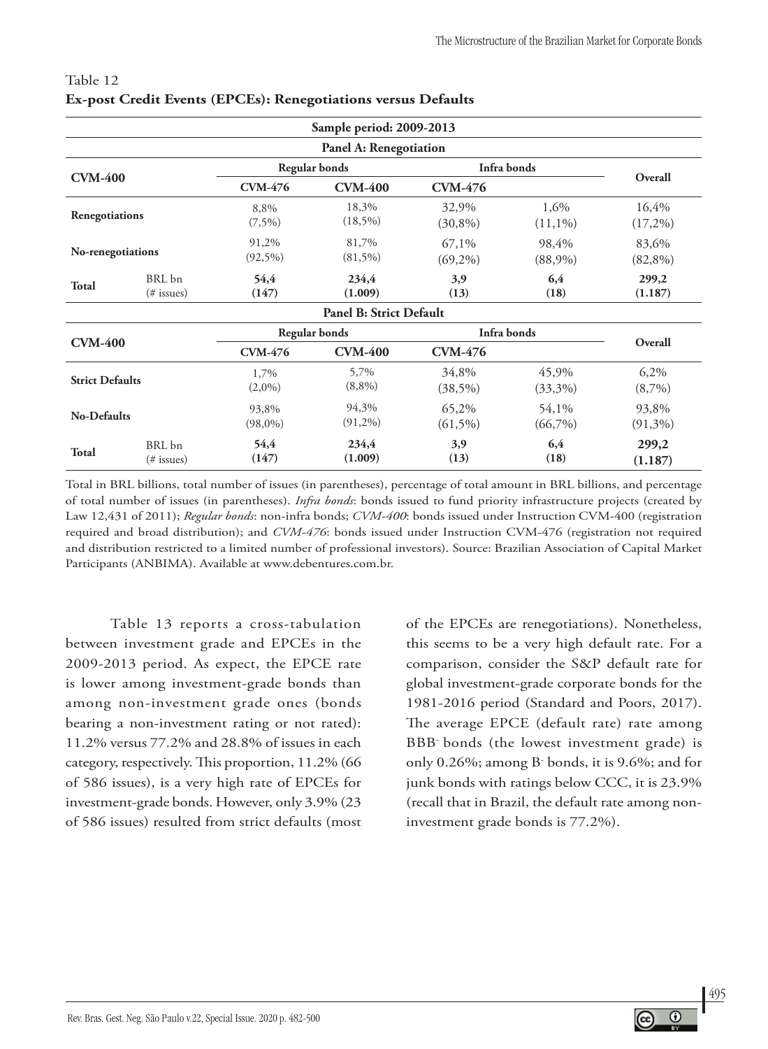Table 12
**Ex-post Credit Events (EPCEs): Renegotiations versus Defaults**

| Sample period: 2009-2013 | | | | | | |
|---|---|---|---|---|---|---|
| **Panel A: Renegotiation** | | | | | | |
| **CVM-400** | | **Regular bonds** | | **Infra bonds** | | **Overall** |
| | | **CVM-476** | **CVM-400** | **CVM-476** | | |
| **Renegotiations** | | 8,8% (7,5%) | 18,3% (18,5%) | 32,9% (30,8%) | 1,6% (11,1%) | 16,4% (17,2%) |
| **No-renegotiations** | | 91,2% (92,5%) | 81,7% (81,5%) | 67,1% (69,2%) | 98,4% (88,9%) | 83,6% (82,8%) |
| **Total** | BRL bn (# issues) | **54,4 (147)** | **234,4 (1.009)** | **3,9 (13)** | **6,4 (18)** | **299,2 (1.187)** |
| **Panel B: Strict Default** | | | | | | |
| **CVM-400** | | **Regular bonds** | | **Infra bonds** | | **Overall** |
| | | **CVM-476** | **CVM-400** | **CVM-476** | | |
| **Strict Defaults** | | 1,7% (2,0%) | 5,7% (8,8%) | 34,8% (38,5%) | 45,9% (33,3%) | 6,2% (8,7%) |
| **No-Defaults** | | 93,8% (98,0%) | 94,3% (91,2%) | 65,2% (61,5%) | 54,1% (66,7%) | 93,8% (91,3%) |
| **Total** | BRL bn (# issues) | **54,4 (147)** | **234,4 (1.009)** | **3,9 (13)** | **6,4 (18)** | **299,2 (1.187)** |

Total in BRL billions, total number of issues (in parentheses), percentage of total amount in BRL billions, and percentage of total number of issues (in parentheses). *Infra bonds*: bonds issued to fund priority infrastructure projects (created by Law 12,431 of 2011); *Regular bonds*: non-infra bonds; *CVM-400*: bonds issued under Instruction CVM-400 (registration required and broad distribution); and *CVM-476*: bonds issued under Instruction CVM-476 (registration not required and distribution restricted to a limited number of professional investors). Source: Brazilian Association of Capital Market Participants (ANBIMA). Available at www.debentures.com.br.

Table 13 reports a cross-tabulation between investment grade and EPCEs in the 2009-2013 period. As expect, the EPCE rate is lower among investment-grade bonds than among non-investment grade ones (bonds bearing a non-investment rating or not rated): 11.2% versus 77.2% and 28.8% of issues in each category, respectively. This proportion, 11.2% (66 of 586 issues), is a very high rate of EPCEs for investment-grade bonds. However, only 3.9% (23 of 586 issues) resulted from strict defaults (most of the EPCEs are renegotiations). Nonetheless, this seems to be a very high default rate. For a comparison, consider the S&P default rate for global investment-grade corporate bonds for the 1981-2016 period (Standard and Poors, 2017). The average EPCE (default rate) rate among $BBB^-$ bonds (the lowest investment grade) is only 0.26%; among $B^-$ bonds, it is 9.6%; and for junk bonds with ratings below CCC, it is 23.9% (recall that in Brazil, the default rate among non-investment grade bonds is 77.2%).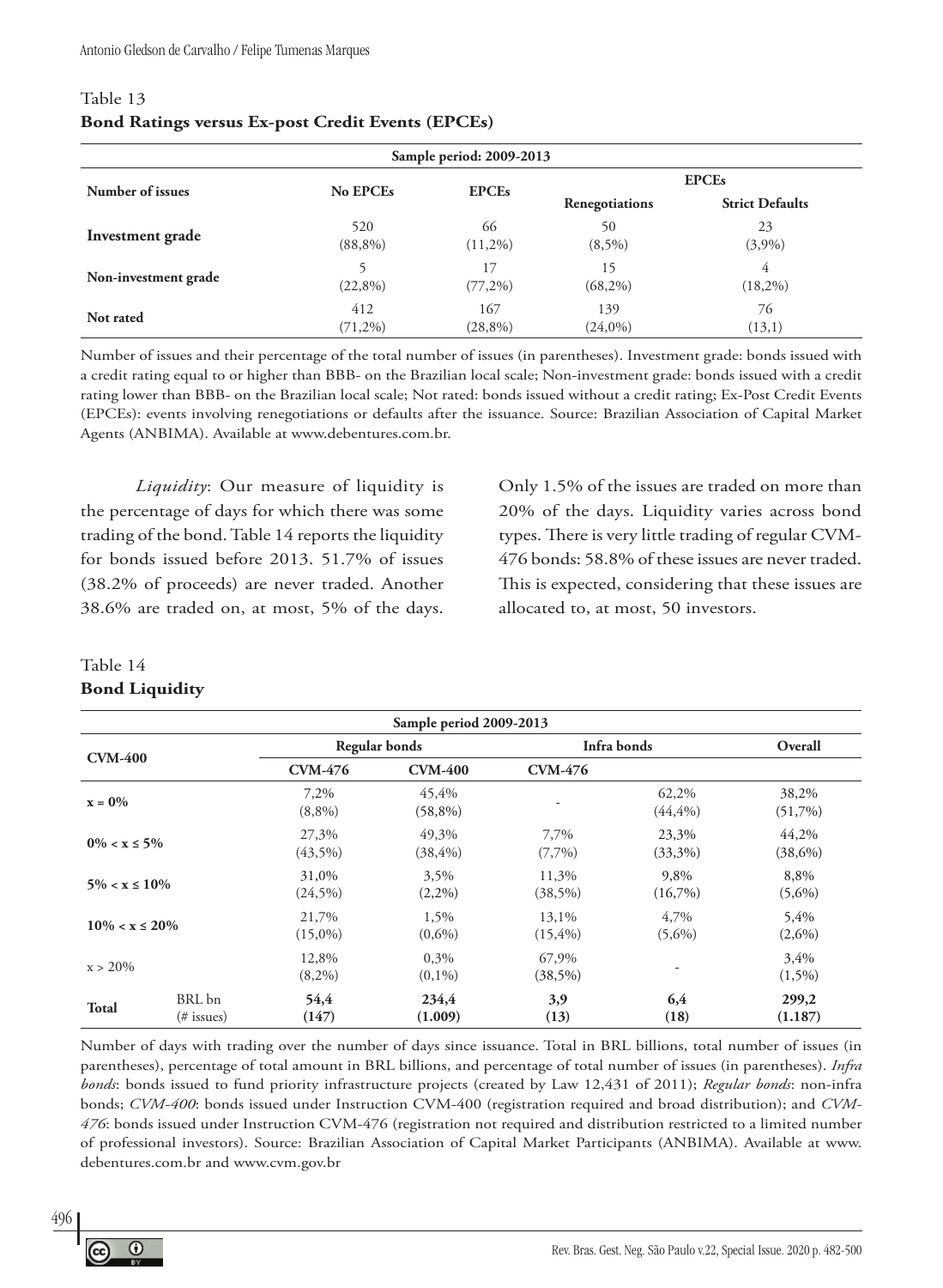Table 13

**Bond Ratings versus Ex-post Credit Events (EPCEs)**

| Sample period: 2009-2013 | | | | |
|---|---|---|---|---|
| **Number of issues** | **No EPCEs** | **EPCEs** | **EPCEs** | |
| | | | **Renegotiations** | **Strict Defaults** |
| **Investment grade** | 520 (88,8%) | 66 (11,2%) | 50 (8,5%) | 23 (3,9%) |
| **Non-investment grade** | 5 (22,8%) | 17 (77,2%) | 15 (68,2%) | 4 (18,2%) |
| **Not rated** | 412 (71,2%) | 167 (28,8%) | 139 (24,0%) | 76 (13,1) |

Number of issues and their percentage of the total number of issues (in parentheses). Investment grade: bonds issued with a credit rating equal to or higher than BBB- on the Brazilian local scale; Non-investment grade: bonds issued with a credit rating lower than BBB- on the Brazilian local scale; Not rated: bonds issued without a credit rating; Ex-Post Credit Events (EPCEs): events involving renegotiations or defaults after the issuance. Source: Brazilian Association of Capital Market Agents (ANBIMA). Available at www.debentures.com.br.

*Liquidity*: Our measure of liquidity is the percentage of days for which there was some trading of the bond. Table 14 reports the liquidity for bonds issued before 2013. 51.7% of issues (38.2% of proceeds) are never traded. Another 38.6% are traded on, at most, 5% of the days. Only 1.5% of the issues are traded on more than 20% of the days. Liquidity varies across bond types. There is very little trading of regular CVM-476 bonds: 58.8% of these issues are never traded. This is expected, considering that these issues are allocated to, at most, 50 investors.

Table 14

**Bond Liquidity**

| Sample period 2009-2013 | | | | | | |
|---|---|---|---|---|---|---|
| **CVM-400** | | **Regular bonds** | | **Infra bonds** | | **Overall** |
| | | **CVM-476** | **CVM-400** | **CVM-476** | | |
| **x = 0%** | | 7,2% (8,8%) | 45,4% (58,8%) | - | 62,2% (44,4%) | 38,2% (51,7%) |
| **0% < x ≤ 5%** | | 27,3% (43,5%) | 49,3% (38,4%) | 7,7% (7,7%) | 23,3% (33,3%) | 44,2% (38,6%) |
| **5% < x ≤ 10%** | | 31,0% (24,5%) | 3,5% (2,2%) | 11,3% (38,5%) | 9,8% (16,7%) | 8,8% (5,6%) |
| **10% < x ≤ 20%** | | 21,7% (15,0%) | 1,5% (0,6%) | 13,1% (15,4%) | 4,7% (5,6%) | 5,4% (2,6%) |
| x > 20% | | 12,8% (8,2%) | 0,3% (0,1%) | 67,9% (38,5%) | - | 3,4% (1,5%) |
| **Total** | BRL bn (# issues) | **54,4 (147)** | **234,4 (1.009)** | **3,9 (13)** | **6,4 (18)** | **299,2 (1.187)** |

Number of days with trading over the number of days since issuance. Total in BRL billions, total number of issues (in parentheses), percentage of total amount in BRL billions, and percentage of total number of issues (in parentheses). *Infra bonds*: bonds issued to fund priority infrastructure projects (created by Law 12,431 of 2011); *Regular bonds*: non-infra bonds; *CVM-400*: bonds issued under Instruction CVM-400 (registration required and broad distribution); and *CVM-476*: bonds issued under Instruction CVM-476 (registration not required and distribution restricted to a limited number of professional investors). Source: Brazilian Association of Capital Market Participants (ANBIMA). Available at www.debentures.com.br and www.cvm.gov.br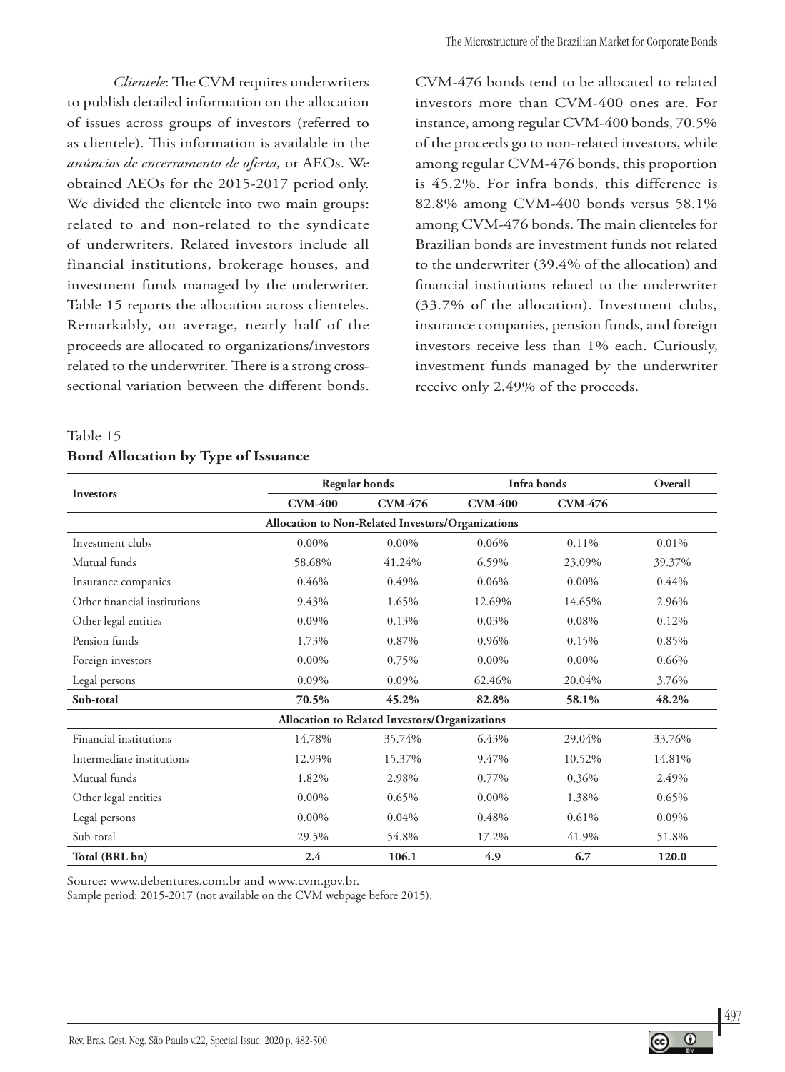*Clientele*: The CVM requires underwriters to publish detailed information on the allocation of issues across groups of investors (referred to as clientele). This information is available in the *anúncios de encerramento de oferta,* or AEOs. We obtained AEOs for the 2015-2017 period only. We divided the clientele into two main groups: related to and non-related to the syndicate of underwriters. Related investors include all financial institutions, brokerage houses, and investment funds managed by the underwriter. Table 15 reports the allocation across clienteles. Remarkably, on average, nearly half of the proceeds are allocated to organizations/investors related to the underwriter. There is a strong cross-sectional variation between the different bonds. CVM-476 bonds tend to be allocated to related investors more than CVM-400 ones are. For instance, among regular CVM-400 bonds, 70.5% of the proceeds go to non-related investors, while among regular CVM-476 bonds, this proportion is 45.2%. For infra bonds, this difference is 82.8% among CVM-400 bonds versus 58.1% among CVM-476 bonds. The main clienteles for Brazilian bonds are investment funds not related to the underwriter (39.4% of the allocation) and financial institutions related to the underwriter (33.7% of the allocation). Investment clubs, insurance companies, pension funds, and foreign investors receive less than 1% each. Curiously, investment funds managed by the underwriter receive only 2.49% of the proceeds.

Table 15
**Bond Allocation by Type of Issuance**

| Investors | Regular bonds | | Infra bonds | | Overall |
|---|---|---|---|---|---|
| | **CVM-400** | **CVM-476** | **CVM-400** | **CVM-476** | |
| **Allocation to Non-Related Investors/Organizations** | | | | | |
| Investment clubs | 0.00% | 0.00% | 0.06% | 0.11% | 0.01% |
| Mutual funds | 58.68% | 41.24% | 6.59% | 23.09% | 39.37% |
| Insurance companies | 0.46% | 0.49% | 0.06% | 0.00% | 0.44% |
| Other financial institutions | 9.43% | 1.65% | 12.69% | 14.65% | 2.96% |
| Other legal entities | 0.09% | 0.13% | 0.03% | 0.08% | 0.12% |
| Pension funds | 1.73% | 0.87% | 0.96% | 0.15% | 0.85% |
| Foreign investors | 0.00% | 0.75% | 0.00% | 0.00% | 0.66% |
| Legal persons | 0.09% | 0.09% | 62.46% | 20.04% | 3.76% |
| **Sub-total** | **70.5%** | **45.2%** | **82.8%** | **58.1%** | **48.2%** |
| **Allocation to Related Investors/Organizations** | | | | | |
| Financial institutions | 14.78% | 35.74% | 6.43% | 29.04% | 33.76% |
| Intermediate institutions | 12.93% | 15.37% | 9.47% | 10.52% | 14.81% |
| Mutual funds | 1.82% | 2.98% | 0.77% | 0.36% | 2.49% |
| Other legal entities | 0.00% | 0.65% | 0.00% | 1.38% | 0.65% |
| Legal persons | 0.00% | 0.04% | 0.48% | 0.61% | 0.09% |
| Sub-total | 29.5% | 54.8% | 17.2% | 41.9% | 51.8% |
| **Total (BRL bn)** | **2.4** | **106.1** | **4.9** | **6.7** | **120.0** |

Source: www.debentures.com.br and www.cvm.gov.br.
Sample period: 2015-2017 (not available on the CVM webpage before 2015).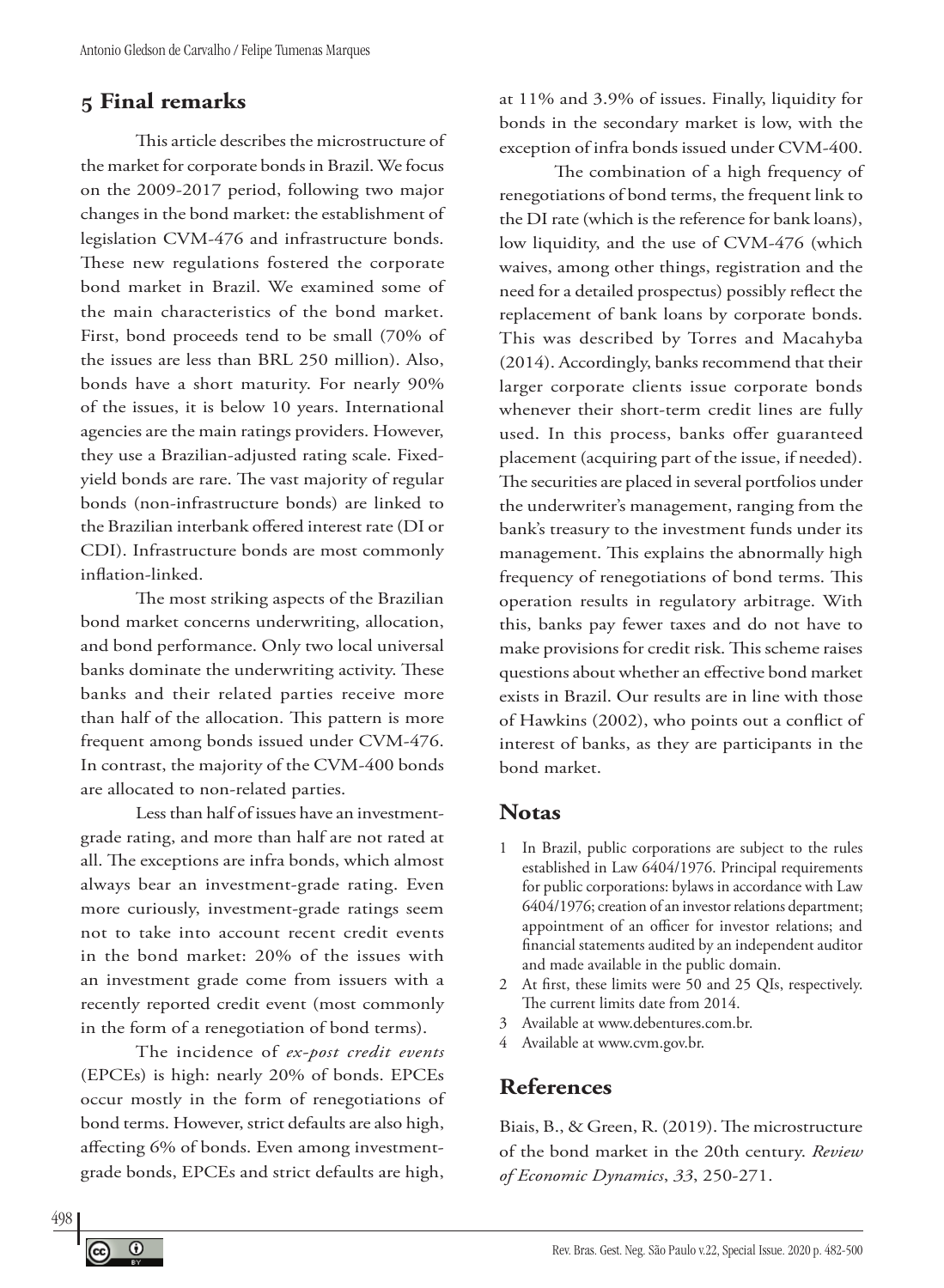## 5 Final remarks

This article describes the microstructure of the market for corporate bonds in Brazil. We focus on the 2009-2017 period, following two major changes in the bond market: the establishment of legislation CVM-476 and infrastructure bonds. These new regulations fostered the corporate bond market in Brazil. We examined some of the main characteristics of the bond market. First, bond proceeds tend to be small (70% of the issues are less than BRL 250 million). Also, bonds have a short maturity. For nearly 90% of the issues, it is below 10 years. International agencies are the main ratings providers. However, they use a Brazilian-adjusted rating scale. Fixed-yield bonds are rare. The vast majority of regular bonds (non-infrastructure bonds) are linked to the Brazilian interbank offered interest rate (DI or CDI). Infrastructure bonds are most commonly inflation-linked.

The most striking aspects of the Brazilian bond market concerns underwriting, allocation, and bond performance. Only two local universal banks dominate the underwriting activity. These banks and their related parties receive more than half of the allocation. This pattern is more frequent among bonds issued under CVM-476. In contrast, the majority of the CVM-400 bonds are allocated to non-related parties.

Less than half of issues have an investment-grade rating, and more than half are not rated at all. The exceptions are infra bonds, which almost always bear an investment-grade rating. Even more curiously, investment-grade ratings seem not to take into account recent credit events in the bond market: 20% of the issues with an investment grade come from issuers with a recently reported credit event (most commonly in the form of a renegotiation of bond terms).

The incidence of *ex-post credit events* (EPCEs) is high: nearly 20% of bonds. EPCEs occur mostly in the form of renegotiations of bond terms. However, strict defaults are also high, affecting 6% of bonds. Even among investment-grade bonds, EPCEs and strict defaults are high, at 11% and 3.9% of issues. Finally, liquidity for bonds in the secondary market is low, with the exception of infra bonds issued under CVM-400.

The combination of a high frequency of renegotiations of bond terms, the frequent link to the DI rate (which is the reference for bank loans), low liquidity, and the use of CVM-476 (which waives, among other things, registration and the need for a detailed prospectus) possibly reflect the replacement of bank loans by corporate bonds. This was described by Torres and Macahyba (2014). Accordingly, banks recommend that their larger corporate clients issue corporate bonds whenever their short-term credit lines are fully used. In this process, banks offer guaranteed placement (acquiring part of the issue, if needed). The securities are placed in several portfolios under the underwriter's management, ranging from the bank's treasury to the investment funds under its management. This explains the abnormally high frequency of renegotiations of bond terms. This operation results in regulatory arbitrage. With this, banks pay fewer taxes and do not have to make provisions for credit risk. This scheme raises questions about whether an effective bond market exists in Brazil. Our results are in line with those of Hawkins (2002), who points out a conflict of interest of banks, as they are participants in the bond market.

## Notas

1. In Brazil, public corporations are subject to the rules established in Law 6404/1976. Principal requirements for public corporations: bylaws in accordance with Law 6404/1976; creation of an investor relations department; appointment of an officer for investor relations; and financial statements audited by an independent auditor and made available in the public domain.
2. At first, these limits were 50 and 25 QIs, respectively. The current limits date from 2014.
3. Available at www.debentures.com.br.
4. Available at www.cvm.gov.br.

## References

Biais, B., & Green, R. (2019). The microstructure of the bond market in the 20th century. *Review of Economic Dynamics*, *33*, 250-271.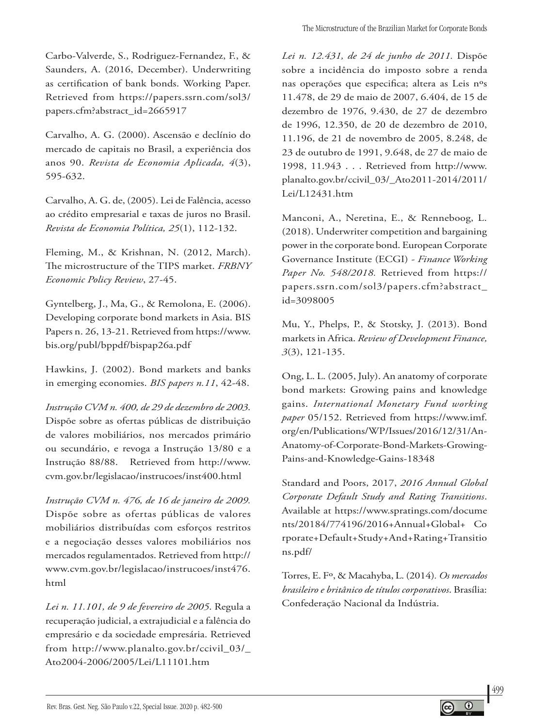Carbo-Valverde, S., Rodriguez-Fernandez, F., & Saunders, A. (2016, December). Underwriting as certification of bank bonds. Working Paper. Retrieved from https://papers.ssrn.com/sol3/papers.cfm?abstract_id=2665917

Carvalho, A. G. (2000). Ascensão e declínio do mercado de capitais no Brasil, a experiência dos anos 90. *Revista de Economia Aplicada, 4*(3), 595-632.

Carvalho, A. G. de, (2005). Lei de Falência, acesso ao crédito empresarial e taxas de juros no Brasil. *Revista de Economia Política, 25*(1), 112-132.

Fleming, M., & Krishnan, N. (2012, March). The microstructure of the TIPS market. *FRBNY Economic Policy Review*, 27-45.

Gyntelberg, J., Ma, G., & Remolona, E. (2006). Developing corporate bond markets in Asia. BIS Papers n. 26, 13-21. Retrieved from https://www.bis.org/publ/bppdf/bispap26a.pdf

Hawkins, J. (2002). Bond markets and banks in emerging economies. *BIS papers n.11*, 42-48.

*Instrução CVM n. 400, de 29 de dezembro de 2003.* Dispõe sobre as ofertas públicas de distribuição de valores mobiliários, nos mercados primário ou secundário, e revoga a Instrução 13/80 e a Instrução 88/88. Retrieved from http://www.cvm.gov.br/legislacao/instrucoes/inst400.html

*Instrução CVM n. 476, de 16 de janeiro de 2009.* Dispõe sobre as ofertas públicas de valores mobiliários distribuídas com esforços restritos e a negociação desses valores mobiliários nos mercados regulamentados. Retrieved from http://www.cvm.gov.br/legislacao/instrucoes/inst476.html

*Lei n. 11.101, de 9 de fevereiro de 2005.* Regula a recuperação judicial, a extrajudicial e a falência do empresário e da sociedade empresária. Retrieved from http://www.planalto.gov.br/ccivil_03/_Ato2004-2006/2005/Lei/L11101.htm

*Lei n. 12.431, de 24 de junho de 2011.* Dispõe sobre a incidência do imposto sobre a renda nas operações que especifica; altera as Leis nºs 11.478, de 29 de maio de 2007, 6.404, de 15 de dezembro de 1976, 9.430, de 27 de dezembro de 1996, 12.350, de 20 de dezembro de 2010, 11.196, de 21 de novembro de 2005, 8.248, de 23 de outubro de 1991, 9.648, de 27 de maio de 1998, 11.943 . . . Retrieved from http://www.planalto.gov.br/ccivil_03/_Ato2011-2014/2011/Lei/L12431.htm

Manconi, A., Neretina, E., & Renneboog, L. (2018). Underwriter competition and bargaining power in the corporate bond. European Corporate Governance Institute (ECGI) - *Finance Working Paper No. 548/2018.* Retrieved from https://papers.ssrn.com/sol3/papers.cfm?abstract_id=3098005

Mu, Y., Phelps, P., & Stotsky, J. (2013). Bond markets in Africa. *Review of Development Finance, 3*(3), 121-135.

Ong, L. L. (2005, July). An anatomy of corporate bond markets: Growing pains and knowledge gains. *International Monetary Fund working paper* 05/152. Retrieved from https://www.imf.org/en/Publications/WP/Issues/2016/12/31/An-Anatomy-of-Corporate-Bond-Markets-Growing-Pains-and-Knowledge-Gains-18348

Standard and Poors, 2017, *2016 Annual Global Corporate Default Study and Rating Transitions*. Available at https://www.spratings.com/documents/20184/774196/2016+Annual+Global+ Corporate+Default+Study+And+Rating+Transitions.pdf/

Torres, E. Fº, & Macahyba, L. (2014). *Os mercados brasileiro e britânico de títulos corporativos*. Brasília: Confederação Nacional da Indústria.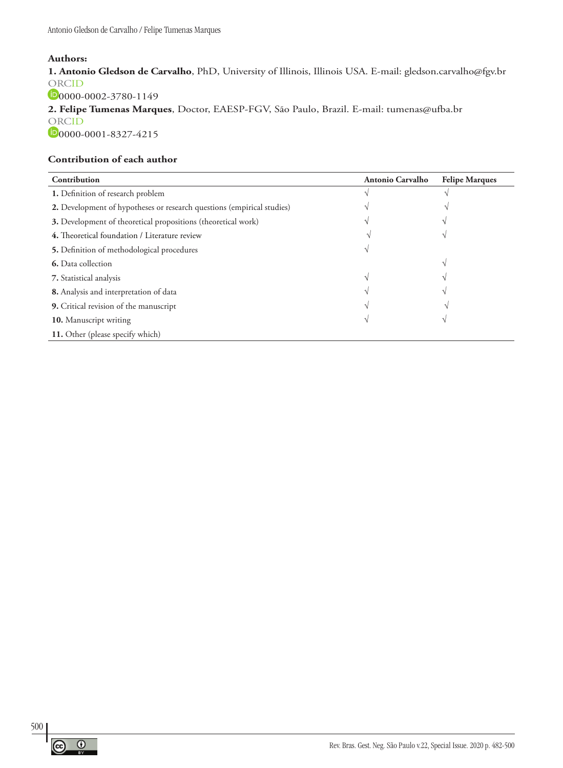**Authors:**

**1. Antonio Gledson de Carvalho**, PhD, University of Illinois, Illinois USA. E-mail: gledson.carvalho@fgv.br

ORCID

0000-0002-3780-1149

**2. Felipe Tumenas Marques**, Doctor, EAESP-FGV, São Paulo, Brazil. E-mail: tumenas@ufba.br

ORCID

0000-0001-8327-4215

**Contribution of each author**

| Contribution | Antonio Carvalho | Felipe Marques |
|---|---|---|
| **1.** Definition of research problem | √ | √ |
| **2.** Development of hypotheses or research questions (empirical studies) | √ | √ |
| **3.** Development of theoretical propositions (theoretical work) | √ | √ |
| **4.** Theoretical foundation / Literature review | √ | √ |
| **5.** Definition of methodological procedures | √ | |
| **6.** Data collection | | √ |
| **7.** Statistical analysis | √ | √ |
| **8.** Analysis and interpretation of data | √ | √ |
| **9.** Critical revision of the manuscript | √ | √ |
| **10.** Manuscript writing | √ | √ |
| **11.** Other (please specify which) | | |